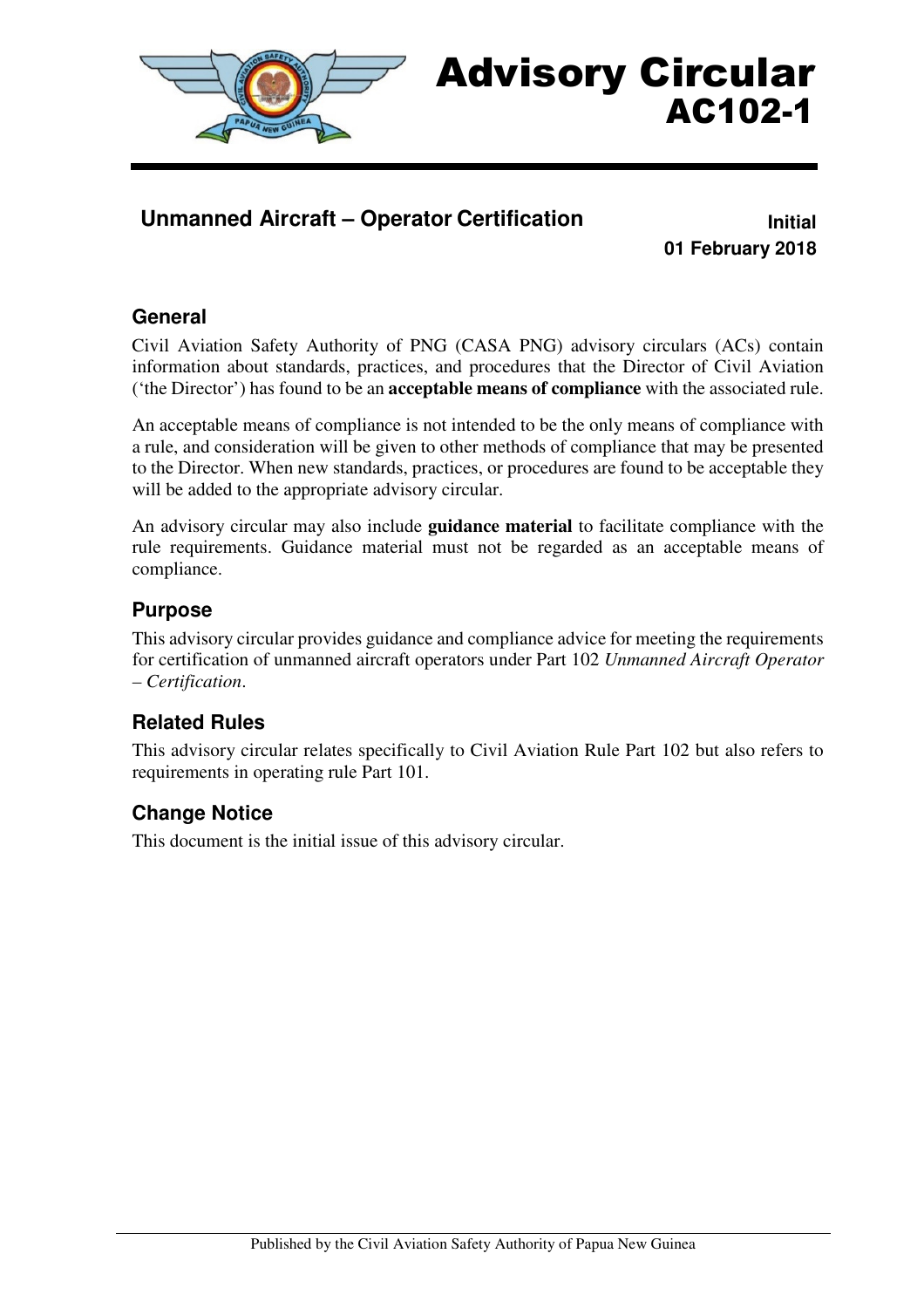# Advisory Circular AC102-1

## Unmanned Aircraft – Operator Certification

**Initial**
**01 February 2018**

### General

Civil Aviation Safety Authority of PNG (CASA PNG) advisory circulars (ACs) contain information about standards, practices, and procedures that the Director of Civil Aviation ('the Director') has found to be an **acceptable means of compliance** with the associated rule.

An acceptable means of compliance is not intended to be the only means of compliance with a rule, and consideration will be given to other methods of compliance that may be presented to the Director. When new standards, practices, or procedures are found to be acceptable they will be added to the appropriate advisory circular.

An advisory circular may also include **guidance material** to facilitate compliance with the rule requirements. Guidance material must not be regarded as an acceptable means of compliance.

### Purpose

This advisory circular provides guidance and compliance advice for meeting the requirements for certification of unmanned aircraft operators under Part 102 *Unmanned Aircraft Operator – Certification*.

### Related Rules

This advisory circular relates specifically to Civil Aviation Rule Part 102 but also refers to requirements in operating rule Part 101.

### Change Notice

This document is the initial issue of this advisory circular.

Published by the Civil Aviation Safety Authority of Papua New Guinea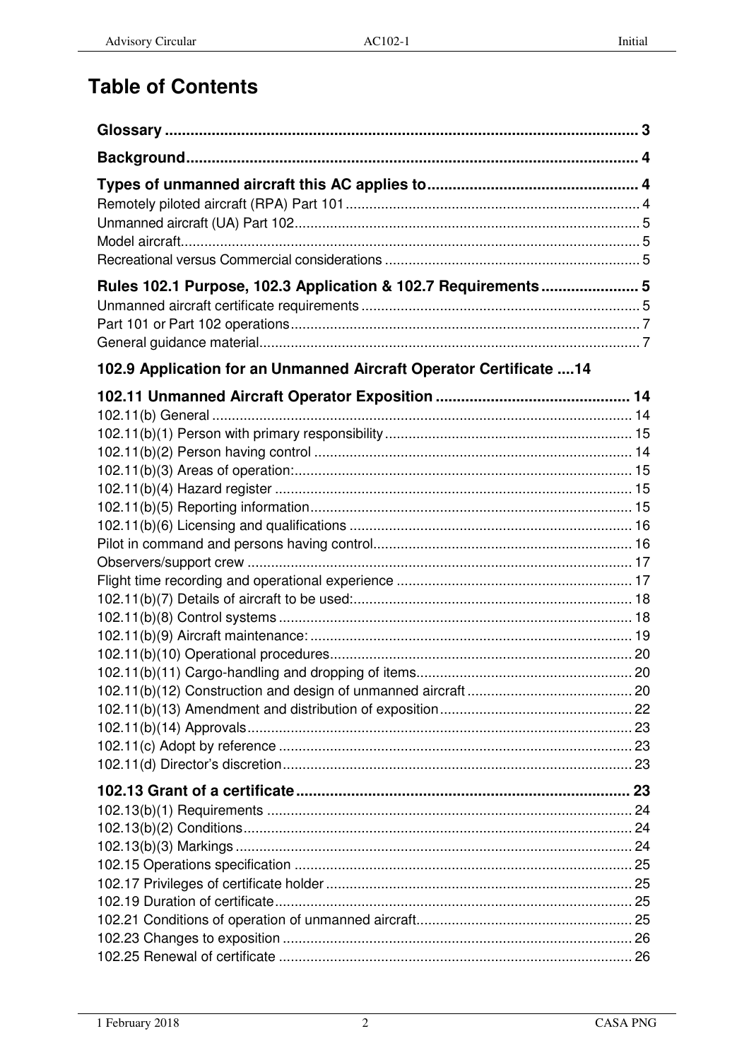# Table of Contents

**Glossary** .................................................................................................. 3

**Background**.......................................................................................... 4

**Types of unmanned aircraft this AC applies to**.................................................. 4

Remotely piloted aircraft (RPA) Part 101 .......................................................................... 4
Unmanned aircraft (UA) Part 102....................................................................................... 5
Model aircraft..................................................................................................................... 5
Recreational versus Commercial considerations ................................................................ 5

**Rules 102.1 Purpose, 102.3 Application & 102.7 Requirements**...................... 5

Unmanned aircraft certificate requirements ...................................................................... 5
Part 101 or Part 102 operations........................................................................................ 7
General guidance material................................................................................................ 7

**102.9 Application for an Unmanned Aircraft Operator Certificate ....14**

**102.11 Unmanned Aircraft Operator Exposition** ............................................. 14

102.11(b) General ........................................................................................................... 14
102.11(b)(1) Person with primary responsibility ............................................................... 15
102.11(b)(2) Person having control ................................................................................. 14
102.11(b)(3) Areas of operation:...................................................................................... 15
102.11(b)(4) Hazard register ........................................................................................... 15
102.11(b)(5) Reporting information.................................................................................. 15
102.11(b)(6) Licensing and qualifications ........................................................................ 16
Pilot in command and persons having control.................................................................. 16
Observers/support crew .................................................................................................. 17
Flight time recording and operational experience ............................................................ 17
102.11(b)(7) Details of aircraft to be used:....................................................................... 18
102.11(b)(8) Control systems ........................................................................................... 18
102.11(b)(9) Aircraft maintenance: .................................................................................. 19
102.11(b)(10) Operational procedures............................................................................. 20
102.11(b)(11) Cargo-handling and dropping of items....................................................... 20
102.11(b)(12) Construction and design of unmanned aircraft .......................................... 20
102.11(b)(13) Amendment and distribution of exposition................................................. 22
102.11(b)(14) Approvals.................................................................................................. 23
102.11(c) Adopt by reference .......................................................................................... 23
102.11(d) Director's discretion......................................................................................... 23

**102.13 Grant of a certificate**.............................................................................. 23

102.13(b)(1) Requirements ............................................................................................. 24
102.13(b)(2) Conditions................................................................................................... 24
102.13(b)(3) Markings ..................................................................................................... 24
102.15 Operations specification ...................................................................................... 25
102.17 Privileges of certificate holder .............................................................................. 25
102.19 Duration of certificate........................................................................................... 25
102.21 Conditions of operation of unmanned aircraft....................................................... 25
102.23 Changes to exposition ......................................................................................... 26
102.25 Renewal of certificate .......................................................................................... 26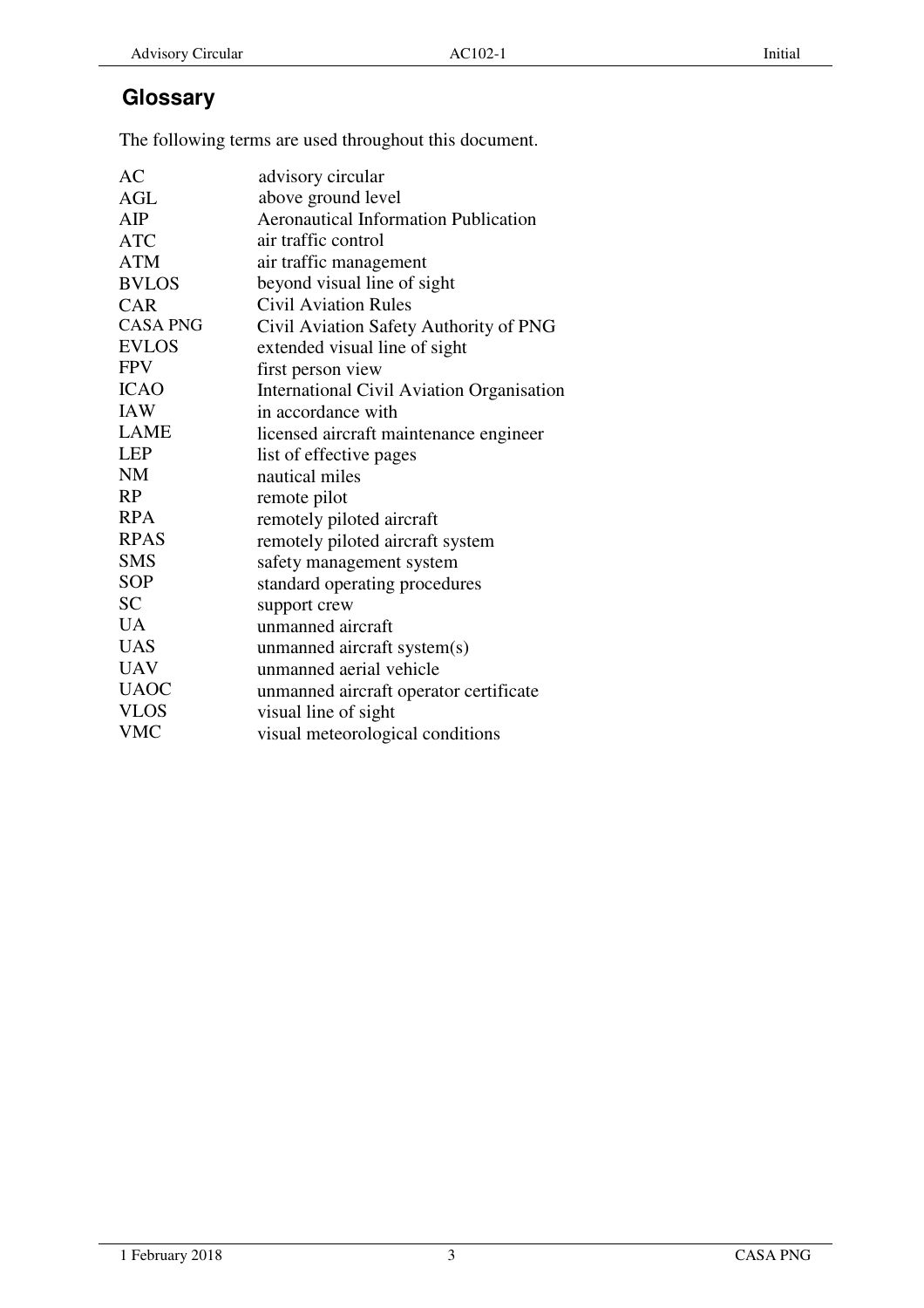## Glossary

The following terms are used throughout this document.

| | |
|---|---|
| AC | advisory circular |
| AGL | above ground level |
| AIP | Aeronautical Information Publication |
| ATC | air traffic control |
| ATM | air traffic management |
| BVLOS | beyond visual line of sight |
| CAR | Civil Aviation Rules |
| CASA PNG | Civil Aviation Safety Authority of PNG |
| EVLOS | extended visual line of sight |
| FPV | first person view |
| ICAO | International Civil Aviation Organisation |
| IAW | in accordance with |
| LAME | licensed aircraft maintenance engineer |
| LEP | list of effective pages |
| NM | nautical miles |
| RP | remote pilot |
| RPA | remotely piloted aircraft |
| RPAS | remotely piloted aircraft system |
| SMS | safety management system |
| SOP | standard operating procedures |
| SC | support crew |
| UA | unmanned aircraft |
| UAS | unmanned aircraft system(s) |
| UAV | unmanned aerial vehicle |
| UAOC | unmanned aircraft operator certificate |
| VLOS | visual line of sight |
| VMC | visual meteorological conditions |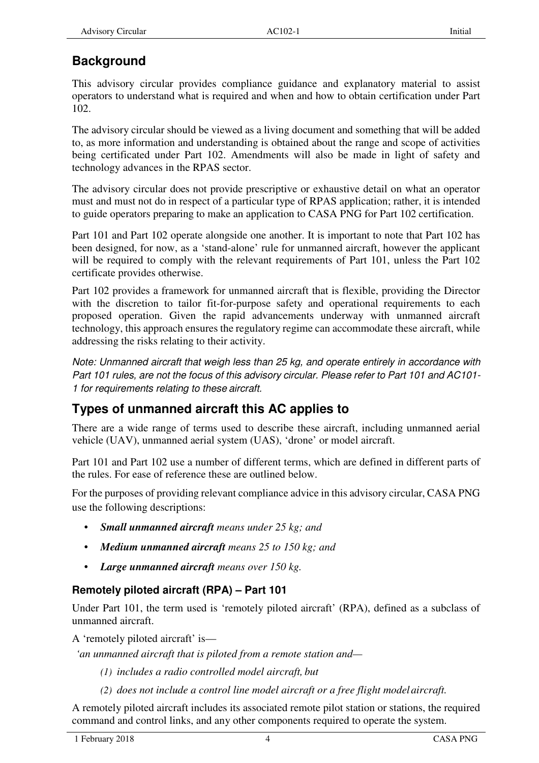## Background

This advisory circular provides compliance guidance and explanatory material to assist operators to understand what is required and when and how to obtain certification under Part 102.

The advisory circular should be viewed as a living document and something that will be added to, as more information and understanding is obtained about the range and scope of activities being certificated under Part 102. Amendments will also be made in light of safety and technology advances in the RPAS sector.

The advisory circular does not provide prescriptive or exhaustive detail on what an operator must and must not do in respect of a particular type of RPAS application; rather, it is intended to guide operators preparing to make an application to CASA PNG for Part 102 certification.

Part 101 and Part 102 operate alongside one another. It is important to note that Part 102 has been designed, for now, as a 'stand-alone' rule for unmanned aircraft, however the applicant will be required to comply with the relevant requirements of Part 101, unless the Part 102 certificate provides otherwise.

Part 102 provides a framework for unmanned aircraft that is flexible, providing the Director with the discretion to tailor fit-for-purpose safety and operational requirements to each proposed operation. Given the rapid advancements underway with unmanned aircraft technology, this approach ensures the regulatory regime can accommodate these aircraft, while addressing the risks relating to their activity.

*Note: Unmanned aircraft that weigh less than 25 kg, and operate entirely in accordance with Part 101 rules, are not the focus of this advisory circular. Please refer to Part 101 and AC101-1 for requirements relating to these aircraft.*

## Types of unmanned aircraft this AC applies to

There are a wide range of terms used to describe these aircraft, including unmanned aerial vehicle (UAV), unmanned aerial system (UAS), 'drone' or model aircraft.

Part 101 and Part 102 use a number of different terms, which are defined in different parts of the rules. For ease of reference these are outlined below.

For the purposes of providing relevant compliance advice in this advisory circular, CASA PNG use the following descriptions:

- ***Small unmanned aircraft*** *means under 25 kg; and*
- ***Medium unmanned aircraft*** *means 25 to 150 kg; and*
- ***Large unmanned aircraft*** *means over 150 kg.*

### Remotely piloted aircraft (RPA) – Part 101

Under Part 101, the term used is 'remotely piloted aircraft' (RPA), defined as a subclass of unmanned aircraft.

A 'remotely piloted aircraft' is—

*'an unmanned aircraft that is piloted from a remote station and—*

*(1) includes a radio controlled model aircraft, but*

*(2) does not include a control line model aircraft or a free flight model aircraft.*

A remotely piloted aircraft includes its associated remote pilot station or stations, the required command and control links, and any other components required to operate the system.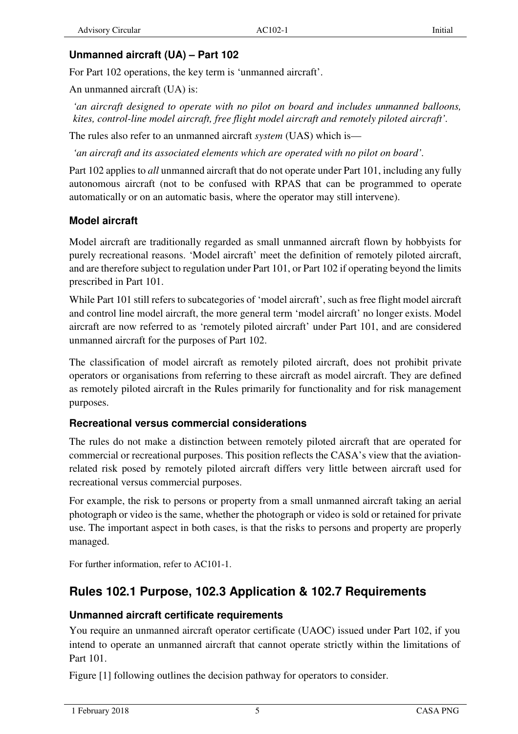### Unmanned aircraft (UA) – Part 102

For Part 102 operations, the key term is 'unmanned aircraft'.

An unmanned aircraft (UA) is:

> *'an aircraft designed to operate with no pilot on board and includes unmanned balloons, kites, control-line model aircraft, free flight model aircraft and remotely piloted aircraft'.*

The rules also refer to an unmanned aircraft *system* (UAS) which is—

> *'an aircraft and its associated elements which are operated with no pilot on board'.*

Part 102 applies to *all* unmanned aircraft that do not operate under Part 101, including any fully autonomous aircraft (not to be confused with RPAS that can be programmed to operate automatically or on an automatic basis, where the operator may still intervene).

### Model aircraft

Model aircraft are traditionally regarded as small unmanned aircraft flown by hobbyists for purely recreational reasons. 'Model aircraft' meet the definition of remotely piloted aircraft, and are therefore subject to regulation under Part 101, or Part 102 if operating beyond the limits prescribed in Part 101.

While Part 101 still refers to subcategories of 'model aircraft', such as free flight model aircraft and control line model aircraft, the more general term 'model aircraft' no longer exists. Model aircraft are now referred to as 'remotely piloted aircraft' under Part 101, and are considered unmanned aircraft for the purposes of Part 102.

The classification of model aircraft as remotely piloted aircraft, does not prohibit private operators or organisations from referring to these aircraft as model aircraft. They are defined as remotely piloted aircraft in the Rules primarily for functionality and for risk management purposes.

#### Recreational versus commercial considerations

The rules do not make a distinction between remotely piloted aircraft that are operated for commercial or recreational purposes. This position reflects the CASA's view that the aviation-related risk posed by remotely piloted aircraft differs very little between aircraft used for recreational versus commercial purposes.

For example, the risk to persons or property from a small unmanned aircraft taking an aerial photograph or video is the same, whether the photograph or video is sold or retained for private use. The important aspect in both cases, is that the risks to persons and property are properly managed.

For further information, refer to AC101-1.

## Rules 102.1 Purpose, 102.3 Application & 102.7 Requirements

### Unmanned aircraft certificate requirements

You require an unmanned aircraft operator certificate (UAOC) issued under Part 102, if you intend to operate an unmanned aircraft that cannot operate strictly within the limitations of Part 101.

Figure [1] following outlines the decision pathway for operators to consider.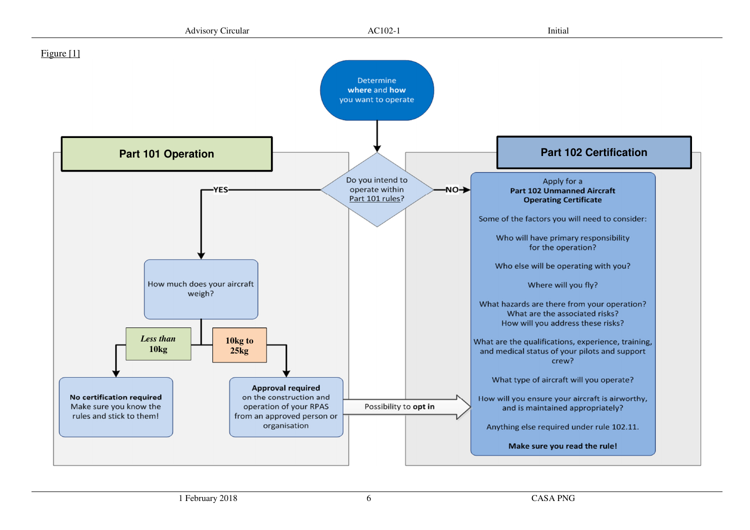Figure [1]

Determine **where** and **how** you want to operate

Do you intend to operate within Part 101 rules?

**Part 101 Operation**

YES

How much does your aircraft weigh?

*Less than 10kg*

**No certification required**
Make sure you know the rules and stick to them!

10kg to 25kg

**Approval required**
on the construction and operation of your RPAS from an approved person or organisation

Possibility to **opt in**

**Part 102 Certification**

NO

Apply for a
**Part 102 Unmanned Aircraft Operating Certificate**

Some of the factors you will need to consider:

Who will have primary responsibility for the operation?

Who else will be operating with you?

Where will you fly?

What hazards are there from your operation?
What are the associated risks?
How will you address these risks?

What are the qualifications, experience, training, and medical status of your pilots and support crew?

What type of aircraft will you operate?

How will you ensure your aircraft is airworthy, and is maintained appropriately?

Anything else required under rule 102.11.

**Make sure you read the rule!**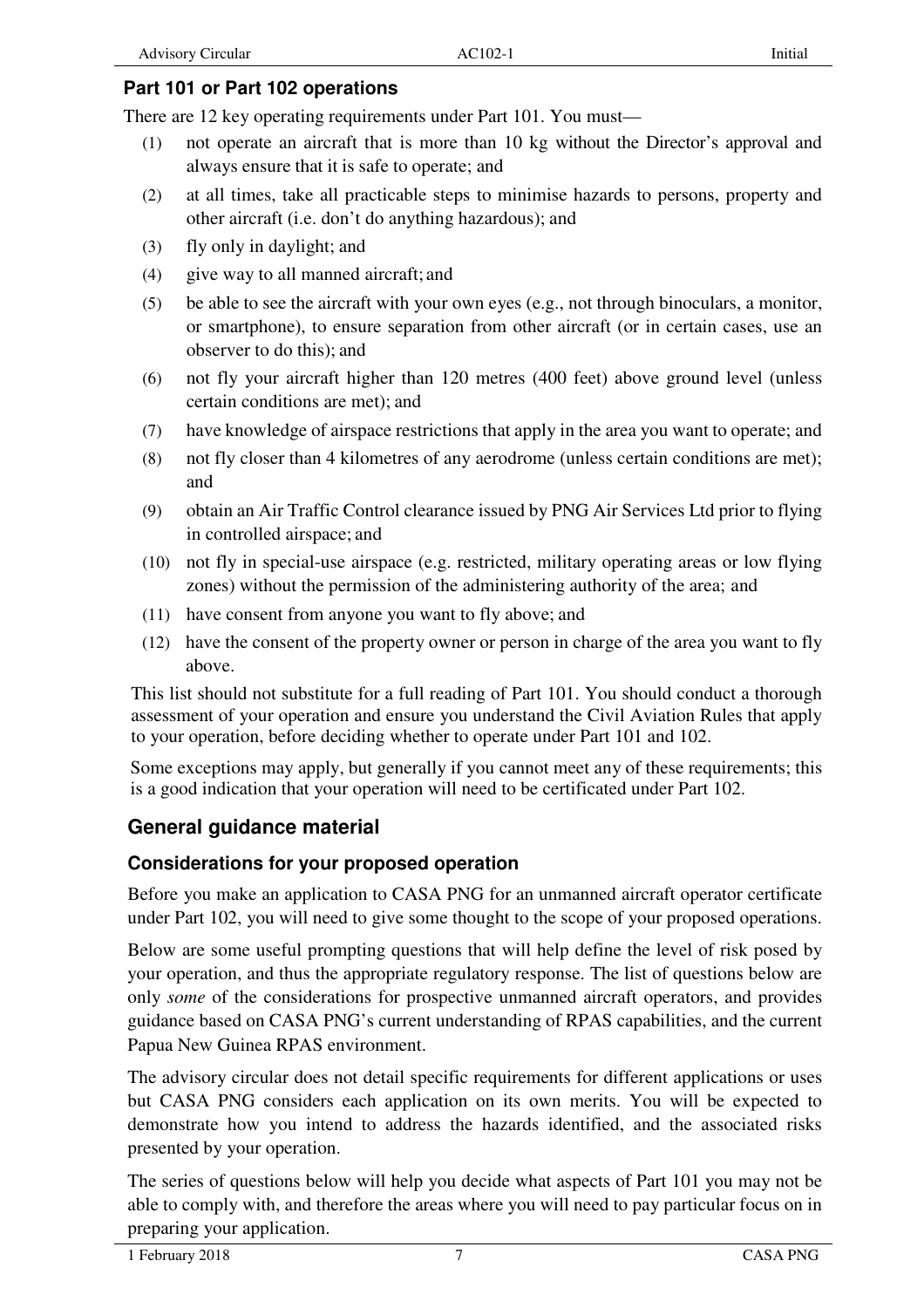### Part 101 or Part 102 operations

There are 12 key operating requirements under Part 101. You must—

(1) not operate an aircraft that is more than 10 kg without the Director's approval and always ensure that it is safe to operate; and

(2) at all times, take all practicable steps to minimise hazards to persons, property and other aircraft (i.e. don't do anything hazardous); and

(3) fly only in daylight; and

(4) give way to all manned aircraft; and

(5) be able to see the aircraft with your own eyes (e.g., not through binoculars, a monitor, or smartphone), to ensure separation from other aircraft (or in certain cases, use an observer to do this); and

(6) not fly your aircraft higher than 120 metres (400 feet) above ground level (unless certain conditions are met); and

(7) have knowledge of airspace restrictions that apply in the area you want to operate; and

(8) not fly closer than 4 kilometres of any aerodrome (unless certain conditions are met); and

(9) obtain an Air Traffic Control clearance issued by PNG Air Services Ltd prior to flying in controlled airspace; and

(10) not fly in special-use airspace (e.g. restricted, military operating areas or low flying zones) without the permission of the administering authority of the area; and

(11) have consent from anyone you want to fly above; and

(12) have the consent of the property owner or person in charge of the area you want to fly above.

This list should not substitute for a full reading of Part 101. You should conduct a thorough assessment of your operation and ensure you understand the Civil Aviation Rules that apply to your operation, before deciding whether to operate under Part 101 and 102.

Some exceptions may apply, but generally if you cannot meet any of these requirements; this is a good indication that your operation will need to be certificated under Part 102.

## General guidance material

### Considerations for your proposed operation

Before you make an application to CASA PNG for an unmanned aircraft operator certificate under Part 102, you will need to give some thought to the scope of your proposed operations.

Below are some useful prompting questions that will help define the level of risk posed by your operation, and thus the appropriate regulatory response. The list of questions below are only *some* of the considerations for prospective unmanned aircraft operators, and provides guidance based on CASA PNG's current understanding of RPAS capabilities, and the current Papua New Guinea RPAS environment.

The advisory circular does not detail specific requirements for different applications or uses but CASA PNG considers each application on its own merits. You will be expected to demonstrate how you intend to address the hazards identified, and the associated risks presented by your operation.

The series of questions below will help you decide what aspects of Part 101 you may not be able to comply with, and therefore the areas where you will need to pay particular focus on in preparing your application.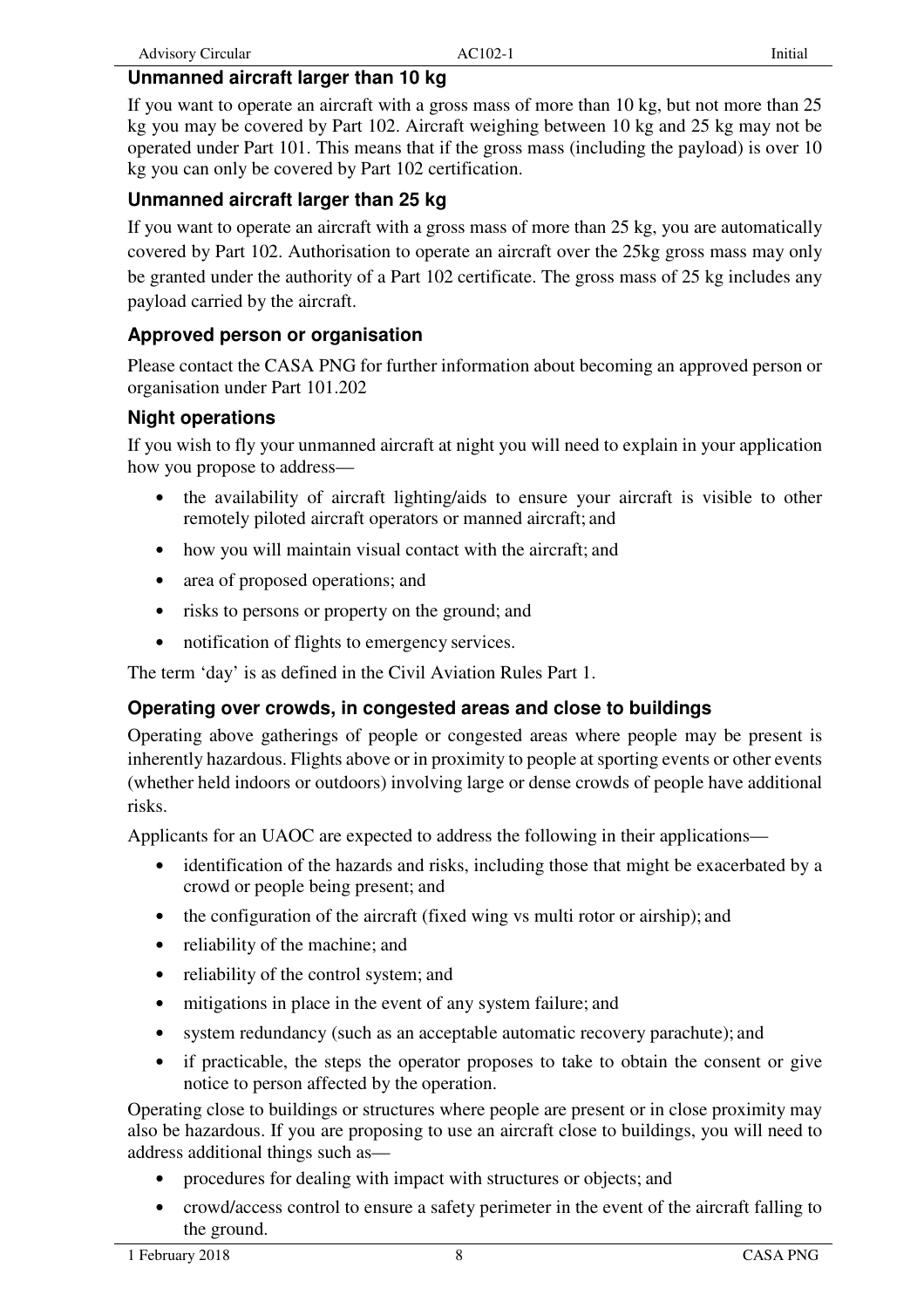### Unmanned aircraft larger than 10 kg

If you want to operate an aircraft with a gross mass of more than 10 kg, but not more than 25 kg you may be covered by Part 102. Aircraft weighing between 10 kg and 25 kg may not be operated under Part 101. This means that if the gross mass (including the payload) is over 10 kg you can only be covered by Part 102 certification.

### Unmanned aircraft larger than 25 kg

If you want to operate an aircraft with a gross mass of more than 25 kg, you are automatically covered by Part 102. Authorisation to operate an aircraft over the 25kg gross mass may only be granted under the authority of a Part 102 certificate. The gross mass of 25 kg includes any payload carried by the aircraft.

### Approved person or organisation

Please contact the CASA PNG for further information about becoming an approved person or organisation under Part 101.202

### Night operations

If you wish to fly your unmanned aircraft at night you will need to explain in your application how you propose to address—

- the availability of aircraft lighting/aids to ensure your aircraft is visible to other remotely piloted aircraft operators or manned aircraft; and
- how you will maintain visual contact with the aircraft; and
- area of proposed operations; and
- risks to persons or property on the ground; and
- notification of flights to emergency services.

The term 'day' is as defined in the Civil Aviation Rules Part 1.

### Operating over crowds, in congested areas and close to buildings

Operating above gatherings of people or congested areas where people may be present is inherently hazardous. Flights above or in proximity to people at sporting events or other events (whether held indoors or outdoors) involving large or dense crowds of people have additional risks.

Applicants for an UAOC are expected to address the following in their applications—

- identification of the hazards and risks, including those that might be exacerbated by a crowd or people being present; and
- the configuration of the aircraft (fixed wing vs multi rotor or airship); and
- reliability of the machine; and
- reliability of the control system; and
- mitigations in place in the event of any system failure; and
- system redundancy (such as an acceptable automatic recovery parachute); and
- if practicable, the steps the operator proposes to take to obtain the consent or give notice to person affected by the operation.

Operating close to buildings or structures where people are present or in close proximity may also be hazardous. If you are proposing to use an aircraft close to buildings, you will need to address additional things such as—

- procedures for dealing with impact with structures or objects; and
- crowd/access control to ensure a safety perimeter in the event of the aircraft falling to the ground.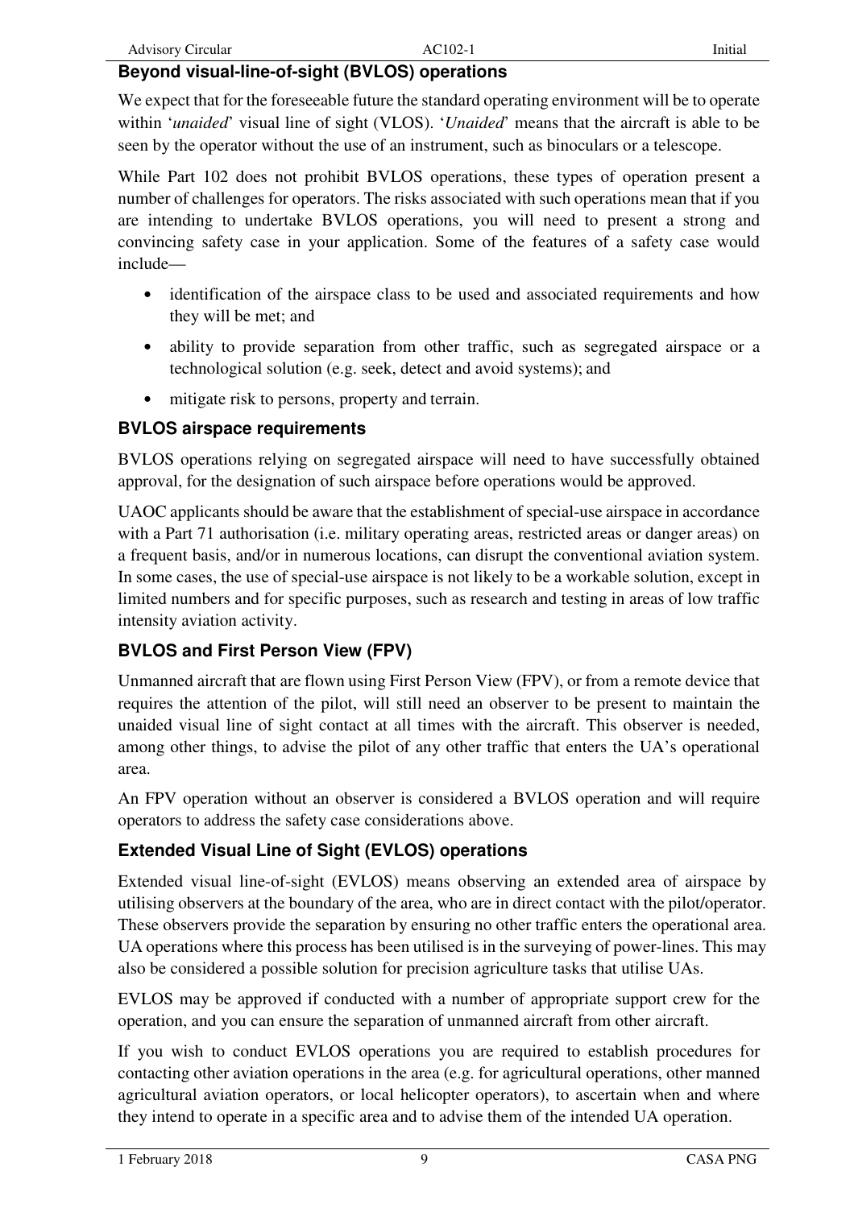## Beyond visual-line-of-sight (BVLOS) operations

We expect that for the foreseeable future the standard operating environment will be to operate within '*unaided*' visual line of sight (VLOS). '*Unaided*' means that the aircraft is able to be seen by the operator without the use of an instrument, such as binoculars or a telescope.

While Part 102 does not prohibit BVLOS operations, these types of operation present a number of challenges for operators. The risks associated with such operations mean that if you are intending to undertake BVLOS operations, you will need to present a strong and convincing safety case in your application. Some of the features of a safety case would include—

- identification of the airspace class to be used and associated requirements and how they will be met; and
- ability to provide separation from other traffic, such as segregated airspace or a technological solution (e.g. seek, detect and avoid systems); and
- mitigate risk to persons, property and terrain.

### BVLOS airspace requirements

BVLOS operations relying on segregated airspace will need to have successfully obtained approval, for the designation of such airspace before operations would be approved.

UAOC applicants should be aware that the establishment of special-use airspace in accordance with a Part 71 authorisation (i.e. military operating areas, restricted areas or danger areas) on a frequent basis, and/or in numerous locations, can disrupt the conventional aviation system. In some cases, the use of special-use airspace is not likely to be a workable solution, except in limited numbers and for specific purposes, such as research and testing in areas of low traffic intensity aviation activity.

### BVLOS and First Person View (FPV)

Unmanned aircraft that are flown using First Person View (FPV), or from a remote device that requires the attention of the pilot, will still need an observer to be present to maintain the unaided visual line of sight contact at all times with the aircraft. This observer is needed, among other things, to advise the pilot of any other traffic that enters the UA's operational area.

An FPV operation without an observer is considered a BVLOS operation and will require operators to address the safety case considerations above.

### Extended Visual Line of Sight (EVLOS) operations

Extended visual line-of-sight (EVLOS) means observing an extended area of airspace by utilising observers at the boundary of the area, who are in direct contact with the pilot/operator. These observers provide the separation by ensuring no other traffic enters the operational area. UA operations where this process has been utilised is in the surveying of power-lines. This may also be considered a possible solution for precision agriculture tasks that utilise UAs.

EVLOS may be approved if conducted with a number of appropriate support crew for the operation, and you can ensure the separation of unmanned aircraft from other aircraft.

If you wish to conduct EVLOS operations you are required to establish procedures for contacting other aviation operations in the area (e.g. for agricultural operations, other manned agricultural aviation operators, or local helicopter operators), to ascertain when and where they intend to operate in a specific area and to advise them of the intended UA operation.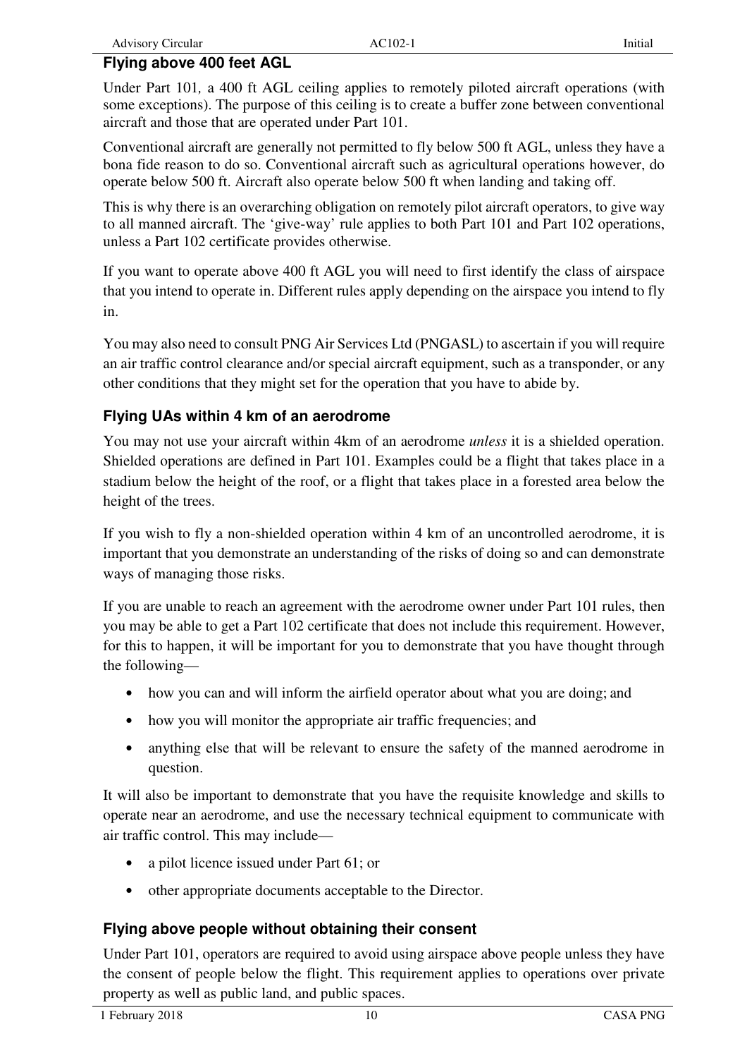### Flying above 400 feet AGL

Under Part 101*,* a 400 ft AGL ceiling applies to remotely piloted aircraft operations (with some exceptions). The purpose of this ceiling is to create a buffer zone between conventional aircraft and those that are operated under Part 101.

Conventional aircraft are generally not permitted to fly below 500 ft AGL, unless they have a bona fide reason to do so. Conventional aircraft such as agricultural operations however, do operate below 500 ft. Aircraft also operate below 500 ft when landing and taking off.

This is why there is an overarching obligation on remotely pilot aircraft operators, to give way to all manned aircraft. The 'give-way' rule applies to both Part 101 and Part 102 operations, unless a Part 102 certificate provides otherwise.

If you want to operate above 400 ft AGL you will need to first identify the class of airspace that you intend to operate in. Different rules apply depending on the airspace you intend to fly in.

You may also need to consult PNG Air Services Ltd (PNGASL) to ascertain if you will require an air traffic control clearance and/or special aircraft equipment, such as a transponder, or any other conditions that they might set for the operation that you have to abide by.

### Flying UAs within 4 km of an aerodrome

You may not use your aircraft within 4km of an aerodrome *unless* it is a shielded operation. Shielded operations are defined in Part 101. Examples could be a flight that takes place in a stadium below the height of the roof, or a flight that takes place in a forested area below the height of the trees.

If you wish to fly a non-shielded operation within 4 km of an uncontrolled aerodrome, it is important that you demonstrate an understanding of the risks of doing so and can demonstrate ways of managing those risks.

If you are unable to reach an agreement with the aerodrome owner under Part 101 rules, then you may be able to get a Part 102 certificate that does not include this requirement. However, for this to happen, it will be important for you to demonstrate that you have thought through the following—

- how you can and will inform the airfield operator about what you are doing; and
- how you will monitor the appropriate air traffic frequencies; and
- anything else that will be relevant to ensure the safety of the manned aerodrome in question.

It will also be important to demonstrate that you have the requisite knowledge and skills to operate near an aerodrome, and use the necessary technical equipment to communicate with air traffic control. This may include—

- a pilot licence issued under Part 61; or
- other appropriate documents acceptable to the Director.

### Flying above people without obtaining their consent

Under Part 101, operators are required to avoid using airspace above people unless they have the consent of people below the flight. This requirement applies to operations over private property as well as public land, and public spaces.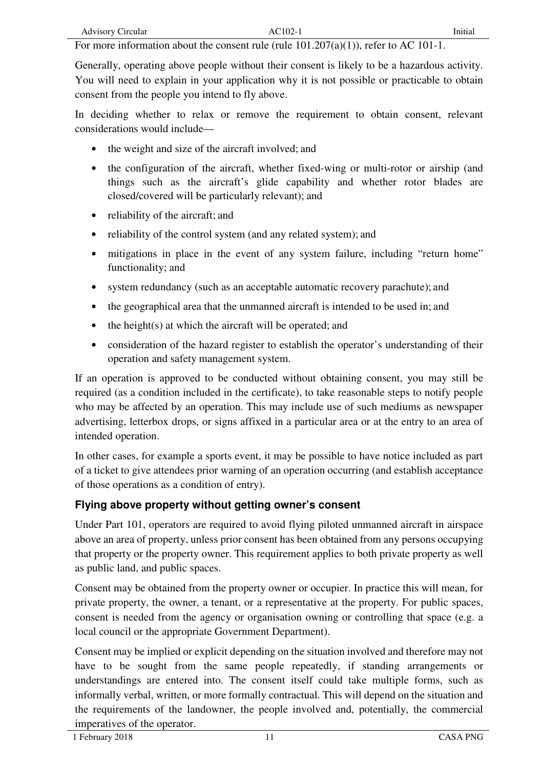For more information about the consent rule (rule 101.207(a)(1)), refer to AC 101-1.

Generally, operating above people without their consent is likely to be a hazardous activity. You will need to explain in your application why it is not possible or practicable to obtain consent from the people you intend to fly above.

In deciding whether to relax or remove the requirement to obtain consent, relevant considerations would include—

- the weight and size of the aircraft involved; and
- the configuration of the aircraft, whether fixed-wing or multi-rotor or airship (and things such as the aircraft's glide capability and whether rotor blades are closed/covered will be particularly relevant); and
- reliability of the aircraft; and
- reliability of the control system (and any related system); and
- mitigations in place in the event of any system failure, including "return home" functionality; and
- system redundancy (such as an acceptable automatic recovery parachute); and
- the geographical area that the unmanned aircraft is intended to be used in; and
- the height(s) at which the aircraft will be operated; and
- consideration of the hazard register to establish the operator's understanding of their operation and safety management system.

If an operation is approved to be conducted without obtaining consent, you may still be required (as a condition included in the certificate), to take reasonable steps to notify people who may be affected by an operation. This may include use of such mediums as newspaper advertising, letterbox drops, or signs affixed in a particular area or at the entry to an area of intended operation.

In other cases, for example a sports event, it may be possible to have notice included as part of a ticket to give attendees prior warning of an operation occurring (and establish acceptance of those operations as a condition of entry).

### Flying above property without getting owner's consent

Under Part 101, operators are required to avoid flying piloted unmanned aircraft in airspace above an area of property, unless prior consent has been obtained from any persons occupying that property or the property owner. This requirement applies to both private property as well as public land, and public spaces.

Consent may be obtained from the property owner or occupier. In practice this will mean, for private property, the owner, a tenant, or a representative at the property. For public spaces, consent is needed from the agency or organisation owning or controlling that space (e.g. a local council or the appropriate Government Department).

Consent may be implied or explicit depending on the situation involved and therefore may not have to be sought from the same people repeatedly, if standing arrangements or understandings are entered into. The consent itself could take multiple forms, such as informally verbal, written, or more formally contractual. This will depend on the situation and the requirements of the landowner, the people involved and, potentially, the commercial imperatives of the operator.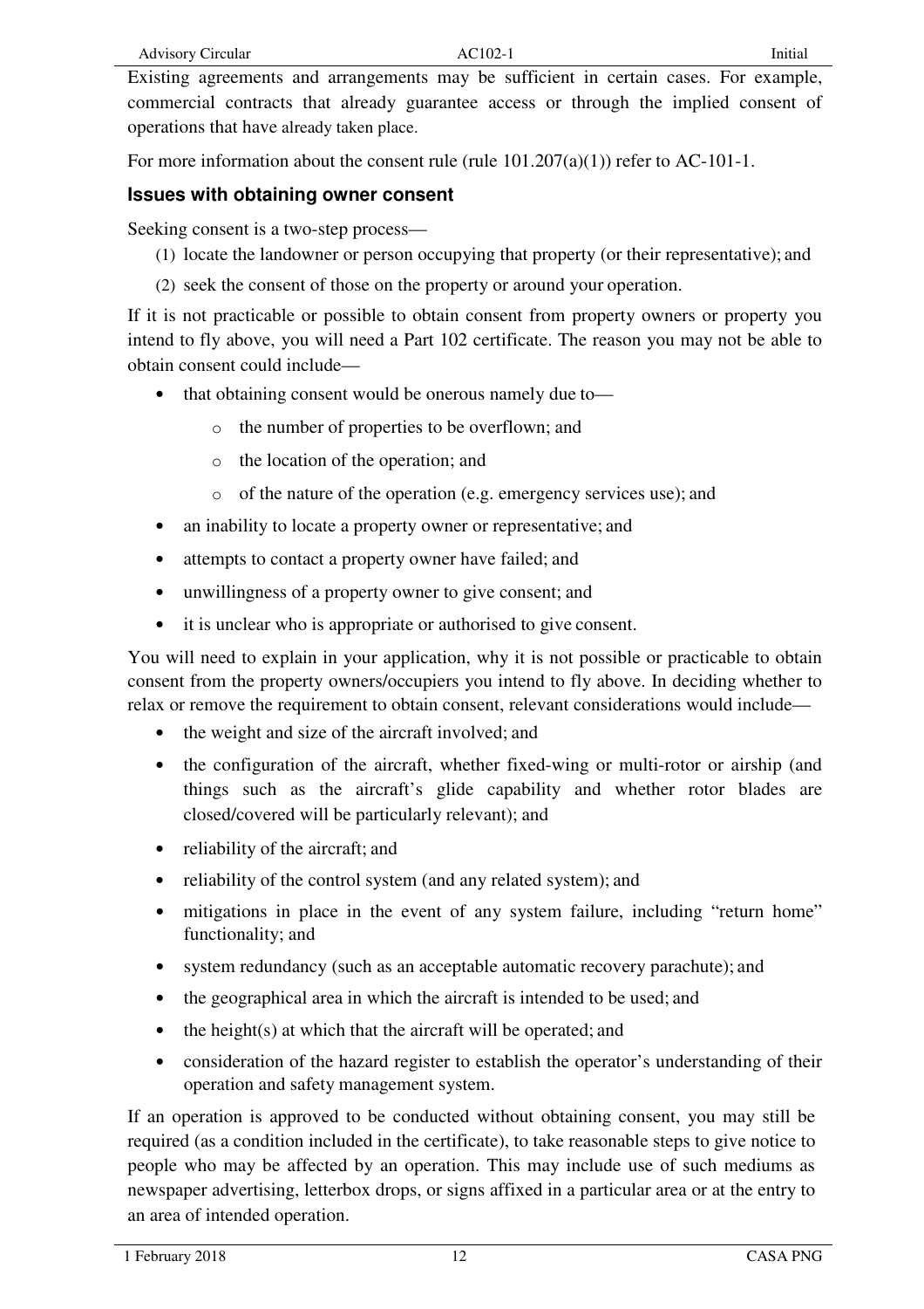Existing agreements and arrangements may be sufficient in certain cases. For example, commercial contracts that already guarantee access or through the implied consent of operations that have already taken place.

For more information about the consent rule (rule 101.207(a)(1)) refer to AC-101-1.

### Issues with obtaining owner consent

Seeking consent is a two-step process—

(1) locate the landowner or person occupying that property (or their representative); and

(2) seek the consent of those on the property or around your operation.

If it is not practicable or possible to obtain consent from property owners or property you intend to fly above, you will need a Part 102 certificate. The reason you may not be able to obtain consent could include—

- that obtaining consent would be onerous namely due to—
  - the number of properties to be overflown; and
  - the location of the operation; and
  - of the nature of the operation (e.g. emergency services use); and
- an inability to locate a property owner or representative; and
- attempts to contact a property owner have failed; and
- unwillingness of a property owner to give consent; and
- it is unclear who is appropriate or authorised to give consent.

You will need to explain in your application, why it is not possible or practicable to obtain consent from the property owners/occupiers you intend to fly above. In deciding whether to relax or remove the requirement to obtain consent, relevant considerations would include—

- the weight and size of the aircraft involved; and
- the configuration of the aircraft, whether fixed-wing or multi-rotor or airship (and things such as the aircraft's glide capability and whether rotor blades are closed/covered will be particularly relevant); and
- reliability of the aircraft; and
- reliability of the control system (and any related system); and
- mitigations in place in the event of any system failure, including "return home" functionality; and
- system redundancy (such as an acceptable automatic recovery parachute); and
- the geographical area in which the aircraft is intended to be used; and
- the height(s) at which that the aircraft will be operated; and
- consideration of the hazard register to establish the operator's understanding of their operation and safety management system.

If an operation is approved to be conducted without obtaining consent, you may still be required (as a condition included in the certificate), to take reasonable steps to give notice to people who may be affected by an operation. This may include use of such mediums as newspaper advertising, letterbox drops, or signs affixed in a particular area or at the entry to an area of intended operation.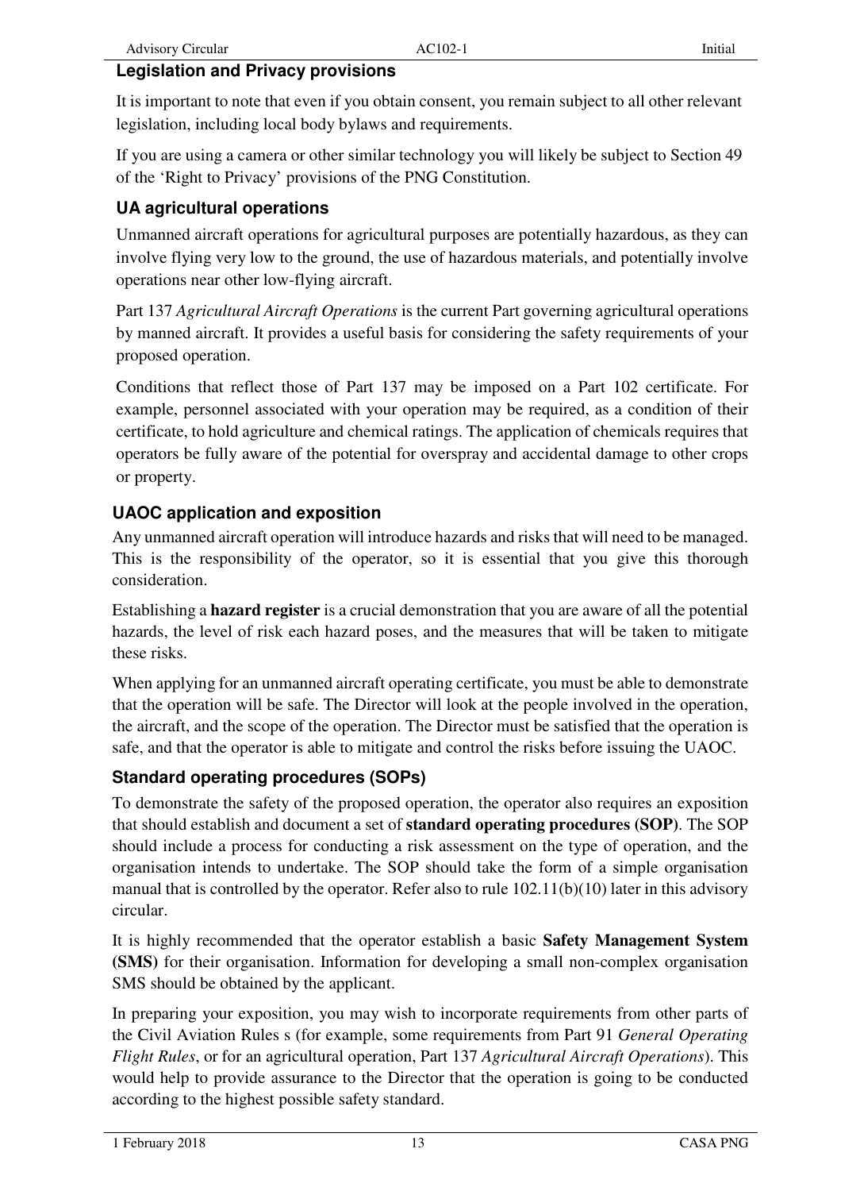### Legislation and Privacy provisions

It is important to note that even if you obtain consent, you remain subject to all other relevant legislation, including local body bylaws and requirements.

If you are using a camera or other similar technology you will likely be subject to Section 49 of the 'Right to Privacy' provisions of the PNG Constitution.

### UA agricultural operations

Unmanned aircraft operations for agricultural purposes are potentially hazardous, as they can involve flying very low to the ground, the use of hazardous materials, and potentially involve operations near other low-flying aircraft.

Part 137 *Agricultural Aircraft Operations* is the current Part governing agricultural operations by manned aircraft. It provides a useful basis for considering the safety requirements of your proposed operation.

Conditions that reflect those of Part 137 may be imposed on a Part 102 certificate. For example, personnel associated with your operation may be required, as a condition of their certificate, to hold agriculture and chemical ratings. The application of chemicals requires that operators be fully aware of the potential for overspray and accidental damage to other crops or property.

### UAOC application and exposition

Any unmanned aircraft operation will introduce hazards and risks that will need to be managed. This is the responsibility of the operator, so it is essential that you give this thorough consideration.

Establishing a **hazard register** is a crucial demonstration that you are aware of all the potential hazards, the level of risk each hazard poses, and the measures that will be taken to mitigate these risks.

When applying for an unmanned aircraft operating certificate, you must be able to demonstrate that the operation will be safe. The Director will look at the people involved in the operation, the aircraft, and the scope of the operation. The Director must be satisfied that the operation is safe, and that the operator is able to mitigate and control the risks before issuing the UAOC.

### Standard operating procedures (SOPs)

To demonstrate the safety of the proposed operation, the operator also requires an exposition that should establish and document a set of **standard operating procedures (SOP)**. The SOP should include a process for conducting a risk assessment on the type of operation, and the organisation intends to undertake. The SOP should take the form of a simple organisation manual that is controlled by the operator. Refer also to rule 102.11(b)(10) later in this advisory circular.

It is highly recommended that the operator establish a basic **Safety Management System (SMS)** for their organisation. Information for developing a small non-complex organisation SMS should be obtained by the applicant.

In preparing your exposition, you may wish to incorporate requirements from other parts of the Civil Aviation Rules s (for example, some requirements from Part 91 *General Operating Flight Rules*, or for an agricultural operation, Part 137 *Agricultural Aircraft Operations*). This would help to provide assurance to the Director that the operation is going to be conducted according to the highest possible safety standard.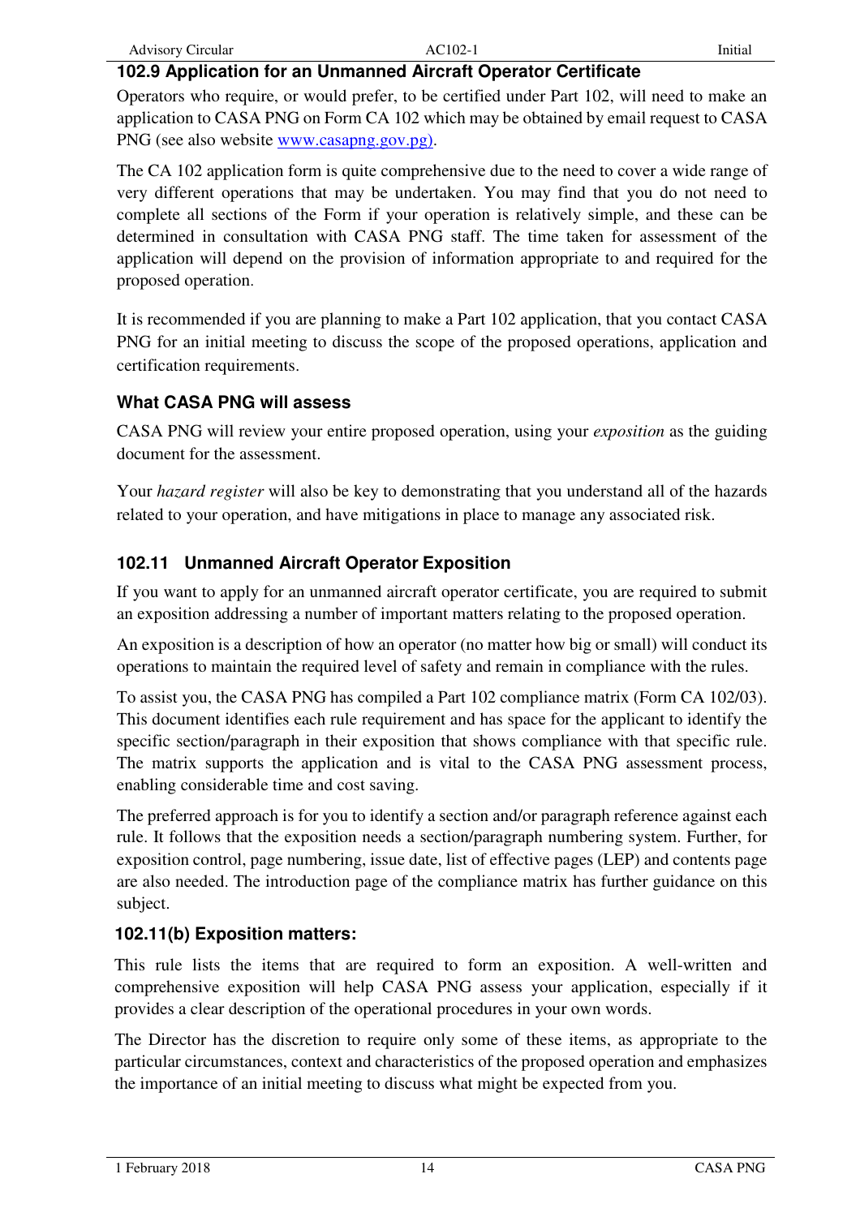### 102.9 Application for an Unmanned Aircraft Operator Certificate

Operators who require, or would prefer, to be certified under Part 102, will need to make an application to CASA PNG on Form CA 102 which may be obtained by email request to CASA PNG (see also website www.casapng.gov.pg).

The CA 102 application form is quite comprehensive due to the need to cover a wide range of very different operations that may be undertaken. You may find that you do not need to complete all sections of the Form if your operation is relatively simple, and these can be determined in consultation with CASA PNG staff. The time taken for assessment of the application will depend on the provision of information appropriate to and required for the proposed operation.

It is recommended if you are planning to make a Part 102 application, that you contact CASA PNG for an initial meeting to discuss the scope of the proposed operations, application and certification requirements.

#### What CASA PNG will assess

CASA PNG will review your entire proposed operation, using your *exposition* as the guiding document for the assessment.

Your *hazard register* will also be key to demonstrating that you understand all of the hazards related to your operation, and have mitigations in place to manage any associated risk.

### 102.11 Unmanned Aircraft Operator Exposition

If you want to apply for an unmanned aircraft operator certificate, you are required to submit an exposition addressing a number of important matters relating to the proposed operation.

An exposition is a description of how an operator (no matter how big or small) will conduct its operations to maintain the required level of safety and remain in compliance with the rules.

To assist you, the CASA PNG has compiled a Part 102 compliance matrix (Form CA 102/03). This document identifies each rule requirement and has space for the applicant to identify the specific section/paragraph in their exposition that shows compliance with that specific rule. The matrix supports the application and is vital to the CASA PNG assessment process, enabling considerable time and cost saving.

The preferred approach is for you to identify a section and/or paragraph reference against each rule. It follows that the exposition needs a section/paragraph numbering system. Further, for exposition control, page numbering, issue date, list of effective pages (LEP) and contents page are also needed. The introduction page of the compliance matrix has further guidance on this subject.

#### 102.11(b) Exposition matters:

This rule lists the items that are required to form an exposition. A well-written and comprehensive exposition will help CASA PNG assess your application, especially if it provides a clear description of the operational procedures in your own words.

The Director has the discretion to require only some of these items, as appropriate to the particular circumstances, context and characteristics of the proposed operation and emphasizes the importance of an initial meeting to discuss what might be expected from you.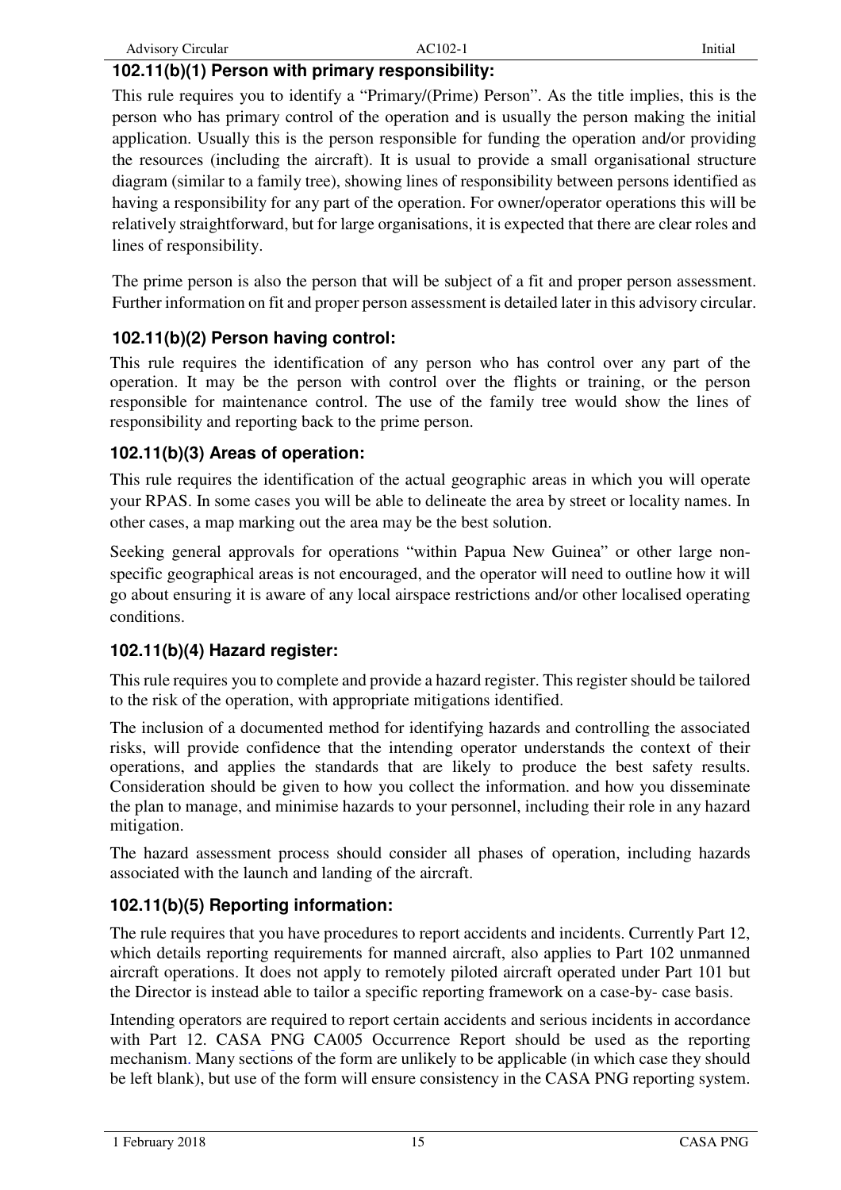### 102.11(b)(1) Person with primary responsibility:

This rule requires you to identify a "Primary/(Prime) Person". As the title implies, this is the person who has primary control of the operation and is usually the person making the initial application. Usually this is the person responsible for funding the operation and/or providing the resources (including the aircraft). It is usual to provide a small organisational structure diagram (similar to a family tree), showing lines of responsibility between persons identified as having a responsibility for any part of the operation. For owner/operator operations this will be relatively straightforward, but for large organisations, it is expected that there are clear roles and lines of responsibility.

The prime person is also the person that will be subject of a fit and proper person assessment. Further information on fit and proper person assessment is detailed later in this advisory circular.

### 102.11(b)(2) Person having control:

This rule requires the identification of any person who has control over any part of the operation. It may be the person with control over the flights or training, or the person responsible for maintenance control. The use of the family tree would show the lines of responsibility and reporting back to the prime person.

### 102.11(b)(3) Areas of operation:

This rule requires the identification of the actual geographic areas in which you will operate your RPAS. In some cases you will be able to delineate the area by street or locality names. In other cases, a map marking out the area may be the best solution.

Seeking general approvals for operations "within Papua New Guinea" or other large non-specific geographical areas is not encouraged, and the operator will need to outline how it will go about ensuring it is aware of any local airspace restrictions and/or other localised operating conditions.

### 102.11(b)(4) Hazard register:

This rule requires you to complete and provide a hazard register. This register should be tailored to the risk of the operation, with appropriate mitigations identified.

The inclusion of a documented method for identifying hazards and controlling the associated risks, will provide confidence that the intending operator understands the context of their operations, and applies the standards that are likely to produce the best safety results. Consideration should be given to how you collect the information. and how you disseminate the plan to manage, and minimise hazards to your personnel, including their role in any hazard mitigation.

The hazard assessment process should consider all phases of operation, including hazards associated with the launch and landing of the aircraft.

### 102.11(b)(5) Reporting information:

The rule requires that you have procedures to report accidents and incidents. Currently Part 12, which details reporting requirements for manned aircraft, also applies to Part 102 unmanned aircraft operations. It does not apply to remotely piloted aircraft operated under Part 101 but the Director is instead able to tailor a specific reporting framework on a case-by- case basis.

Intending operators are required to report certain accidents and serious incidents in accordance with Part 12. CASA PNG CA005 Occurrence Report should be used as the reporting mechanism. Many sections of the form are unlikely to be applicable (in which case they should be left blank), but use of the form will ensure consistency in the CASA PNG reporting system.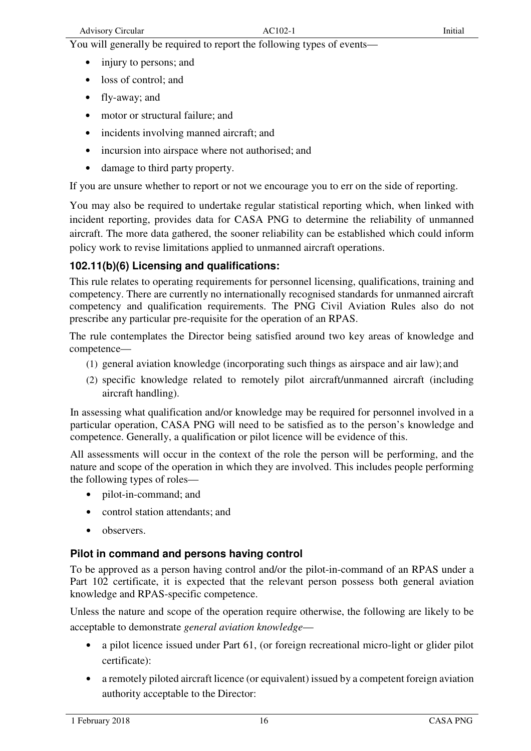You will generally be required to report the following types of events—

- injury to persons; and
- loss of control; and
- fly-away; and
- motor or structural failure; and
- incidents involving manned aircraft; and
- incursion into airspace where not authorised; and
- damage to third party property.

If you are unsure whether to report or not we encourage you to err on the side of reporting.

You may also be required to undertake regular statistical reporting which, when linked with incident reporting, provides data for CASA PNG to determine the reliability of unmanned aircraft. The more data gathered, the sooner reliability can be established which could inform policy work to revise limitations applied to unmanned aircraft operations.

### 102.11(b)(6) Licensing and qualifications:

This rule relates to operating requirements for personnel licensing, qualifications, training and competency. There are currently no internationally recognised standards for unmanned aircraft competency and qualification requirements. The PNG Civil Aviation Rules also do not prescribe any particular pre-requisite for the operation of an RPAS.

The rule contemplates the Director being satisfied around two key areas of knowledge and competence—

(1) general aviation knowledge (incorporating such things as airspace and air law); and

(2) specific knowledge related to remotely pilot aircraft/unmanned aircraft (including aircraft handling).

In assessing what qualification and/or knowledge may be required for personnel involved in a particular operation, CASA PNG will need to be satisfied as to the person's knowledge and competence. Generally, a qualification or pilot licence will be evidence of this.

All assessments will occur in the context of the role the person will be performing, and the nature and scope of the operation in which they are involved. This includes people performing the following types of roles—

- pilot-in-command; and
- control station attendants; and
- observers.

### Pilot in command and persons having control

To be approved as a person having control and/or the pilot-in-command of an RPAS under a Part 102 certificate, it is expected that the relevant person possess both general aviation knowledge and RPAS-specific competence.

Unless the nature and scope of the operation require otherwise, the following are likely to be acceptable to demonstrate *general aviation knowledge*—

- a pilot licence issued under Part 61, (or foreign recreational micro-light or glider pilot certificate):
- a remotely piloted aircraft licence (or equivalent) issued by a competent foreign aviation authority acceptable to the Director: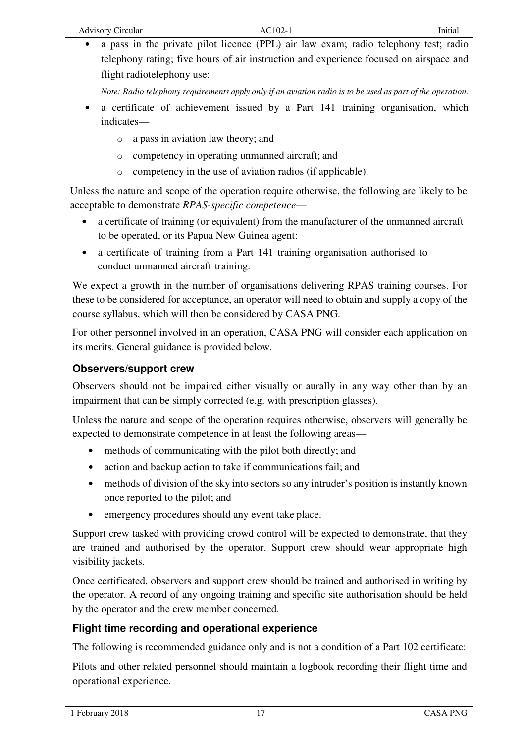- a pass in the private pilot licence (PPL) air law exam; radio telephony test; radio telephony rating; five hours of air instruction and experience focused on airspace and flight radiotelephony use:

  *Note: Radio telephony requirements apply only if an aviation radio is to be used as part of the operation.*

- a certificate of achievement issued by a Part 141 training organisation, which indicates—
  - a pass in aviation law theory; and
  - competency in operating unmanned aircraft; and
  - competency in the use of aviation radios (if applicable).

Unless the nature and scope of the operation require otherwise, the following are likely to be acceptable to demonstrate *RPAS-specific competence*—

- a certificate of training (or equivalent) from the manufacturer of the unmanned aircraft to be operated, or its Papua New Guinea agent:
- a certificate of training from a Part 141 training organisation authorised to conduct unmanned aircraft training.

We expect a growth in the number of organisations delivering RPAS training courses. For these to be considered for acceptance, an operator will need to obtain and supply a copy of the course syllabus, which will then be considered by CASA PNG.

For other personnel involved in an operation, CASA PNG will consider each application on its merits. General guidance is provided below.

### Observers/support crew

Observers should not be impaired either visually or aurally in any way other than by an impairment that can be simply corrected (e.g. with prescription glasses).

Unless the nature and scope of the operation requires otherwise, observers will generally be expected to demonstrate competence in at least the following areas—

- methods of communicating with the pilot both directly; and
- action and backup action to take if communications fail; and
- methods of division of the sky into sectors so any intruder's position is instantly known once reported to the pilot; and
- emergency procedures should any event take place.

Support crew tasked with providing crowd control will be expected to demonstrate, that they are trained and authorised by the operator. Support crew should wear appropriate high visibility jackets.

Once certificated, observers and support crew should be trained and authorised in writing by the operator. A record of any ongoing training and specific site authorisation should be held by the operator and the crew member concerned.

### Flight time recording and operational experience

The following is recommended guidance only and is not a condition of a Part 102 certificate:

Pilots and other related personnel should maintain a logbook recording their flight time and operational experience.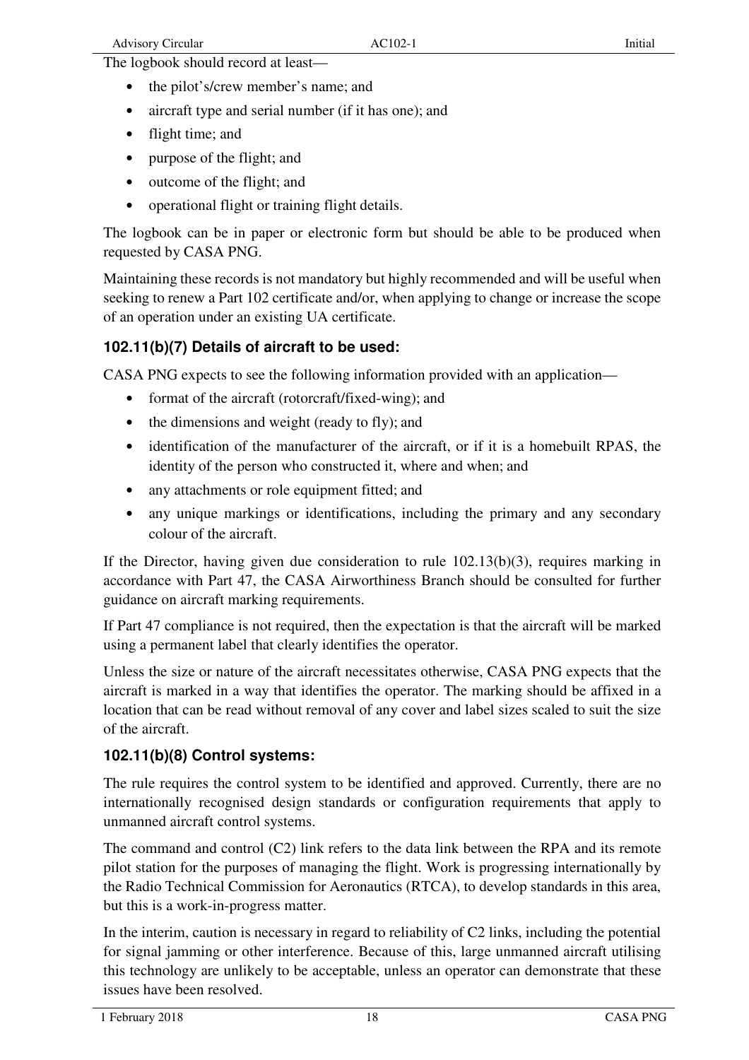The logbook should record at least—

- the pilot's/crew member's name; and
- aircraft type and serial number (if it has one); and
- flight time; and
- purpose of the flight; and
- outcome of the flight; and
- operational flight or training flight details.

The logbook can be in paper or electronic form but should be able to be produced when requested by CASA PNG.

Maintaining these records is not mandatory but highly recommended and will be useful when seeking to renew a Part 102 certificate and/or, when applying to change or increase the scope of an operation under an existing UA certificate.

### 102.11(b)(7) Details of aircraft to be used:

CASA PNG expects to see the following information provided with an application—

- format of the aircraft (rotorcraft/fixed-wing); and
- the dimensions and weight (ready to fly); and
- identification of the manufacturer of the aircraft, or if it is a homebuilt RPAS, the identity of the person who constructed it, where and when; and
- any attachments or role equipment fitted; and
- any unique markings or identifications, including the primary and any secondary colour of the aircraft.

If the Director, having given due consideration to rule 102.13(b)(3), requires marking in accordance with Part 47, the CASA Airworthiness Branch should be consulted for further guidance on aircraft marking requirements.

If Part 47 compliance is not required, then the expectation is that the aircraft will be marked using a permanent label that clearly identifies the operator.

Unless the size or nature of the aircraft necessitates otherwise, CASA PNG expects that the aircraft is marked in a way that identifies the operator. The marking should be affixed in a location that can be read without removal of any cover and label sizes scaled to suit the size of the aircraft.

### 102.11(b)(8) Control systems:

The rule requires the control system to be identified and approved. Currently, there are no internationally recognised design standards or configuration requirements that apply to unmanned aircraft control systems.

The command and control (C2) link refers to the data link between the RPA and its remote pilot station for the purposes of managing the flight. Work is progressing internationally by the Radio Technical Commission for Aeronautics (RTCA), to develop standards in this area, but this is a work-in-progress matter.

In the interim, caution is necessary in regard to reliability of C2 links, including the potential for signal jamming or other interference. Because of this, large unmanned aircraft utilising this technology are unlikely to be acceptable, unless an operator can demonstrate that these issues have been resolved.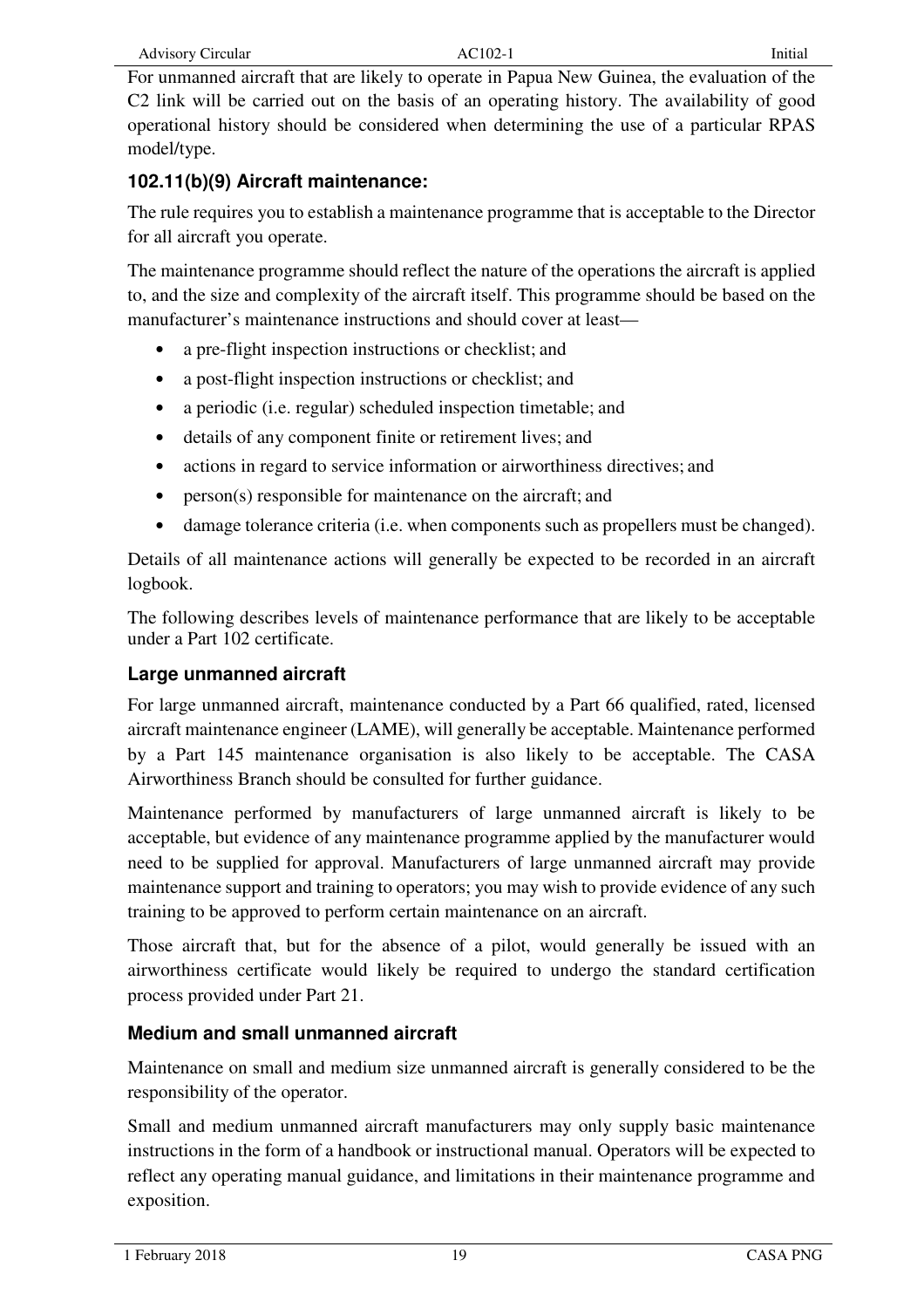For unmanned aircraft that are likely to operate in Papua New Guinea, the evaluation of the C2 link will be carried out on the basis of an operating history. The availability of good operational history should be considered when determining the use of a particular RPAS model/type.

### 102.11(b)(9) Aircraft maintenance:

The rule requires you to establish a maintenance programme that is acceptable to the Director for all aircraft you operate.

The maintenance programme should reflect the nature of the operations the aircraft is applied to, and the size and complexity of the aircraft itself. This programme should be based on the manufacturer's maintenance instructions and should cover at least—

- a pre-flight inspection instructions or checklist; and
- a post-flight inspection instructions or checklist; and
- a periodic (i.e. regular) scheduled inspection timetable; and
- details of any component finite or retirement lives; and
- actions in regard to service information or airworthiness directives; and
- person(s) responsible for maintenance on the aircraft; and
- damage tolerance criteria (i.e. when components such as propellers must be changed).

Details of all maintenance actions will generally be expected to be recorded in an aircraft logbook.

The following describes levels of maintenance performance that are likely to be acceptable under a Part 102 certificate.

### Large unmanned aircraft

For large unmanned aircraft, maintenance conducted by a Part 66 qualified, rated, licensed aircraft maintenance engineer (LAME), will generally be acceptable. Maintenance performed by a Part 145 maintenance organisation is also likely to be acceptable. The CASA Airworthiness Branch should be consulted for further guidance.

Maintenance performed by manufacturers of large unmanned aircraft is likely to be acceptable, but evidence of any maintenance programme applied by the manufacturer would need to be supplied for approval. Manufacturers of large unmanned aircraft may provide maintenance support and training to operators; you may wish to provide evidence of any such training to be approved to perform certain maintenance on an aircraft.

Those aircraft that, but for the absence of a pilot, would generally be issued with an airworthiness certificate would likely be required to undergo the standard certification process provided under Part 21.

### Medium and small unmanned aircraft

Maintenance on small and medium size unmanned aircraft is generally considered to be the responsibility of the operator.

Small and medium unmanned aircraft manufacturers may only supply basic maintenance instructions in the form of a handbook or instructional manual. Operators will be expected to reflect any operating manual guidance, and limitations in their maintenance programme and exposition.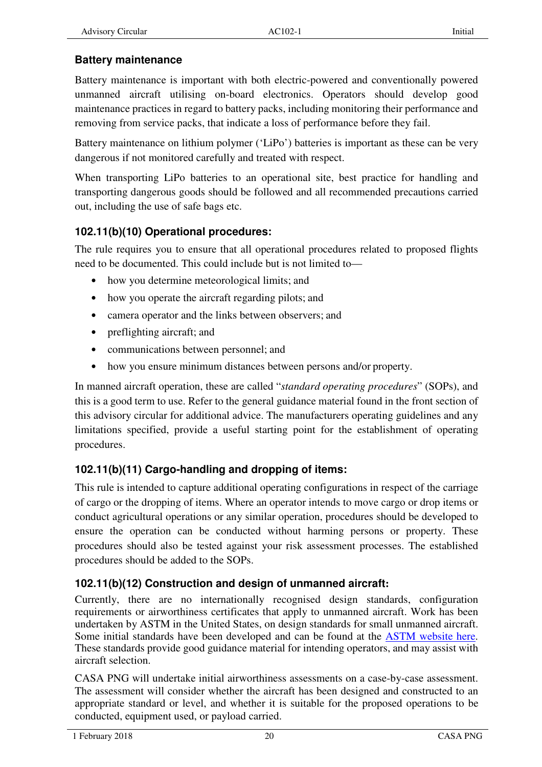### Battery maintenance

Battery maintenance is important with both electric-powered and conventionally powered unmanned aircraft utilising on-board electronics. Operators should develop good maintenance practices in regard to battery packs, including monitoring their performance and removing from service packs, that indicate a loss of performance before they fail.

Battery maintenance on lithium polymer ('LiPo') batteries is important as these can be very dangerous if not monitored carefully and treated with respect.

When transporting LiPo batteries to an operational site, best practice for handling and transporting dangerous goods should be followed and all recommended precautions carried out, including the use of safe bags etc.

### 102.11(b)(10) Operational procedures:

The rule requires you to ensure that all operational procedures related to proposed flights need to be documented. This could include but is not limited to—

- how you determine meteorological limits; and
- how you operate the aircraft regarding pilots; and
- camera operator and the links between observers; and
- preflighting aircraft; and
- communications between personnel; and
- how you ensure minimum distances between persons and/or property.

In manned aircraft operation, these are called "*standard operating procedures*" (SOPs), and this is a good term to use. Refer to the general guidance material found in the front section of this advisory circular for additional advice. The manufacturers operating guidelines and any limitations specified, provide a useful starting point for the establishment of operating procedures.

### 102.11(b)(11) Cargo-handling and dropping of items:

This rule is intended to capture additional operating configurations in respect of the carriage of cargo or the dropping of items. Where an operator intends to move cargo or drop items or conduct agricultural operations or any similar operation, procedures should be developed to ensure the operation can be conducted without harming persons or property. These procedures should also be tested against your risk assessment processes. The established procedures should be added to the SOPs.

### 102.11(b)(12) Construction and design of unmanned aircraft:

Currently, there are no internationally recognised design standards, configuration requirements or airworthiness certificates that apply to unmanned aircraft. Work has been undertaken by ASTM in the United States, on design standards for small unmanned aircraft. Some initial standards have been developed and can be found at the [ASTM website here](). These standards provide good guidance material for intending operators, and may assist with aircraft selection.

CASA PNG will undertake initial airworthiness assessments on a case-by-case assessment. The assessment will consider whether the aircraft has been designed and constructed to an appropriate standard or level, and whether it is suitable for the proposed operations to be conducted, equipment used, or payload carried.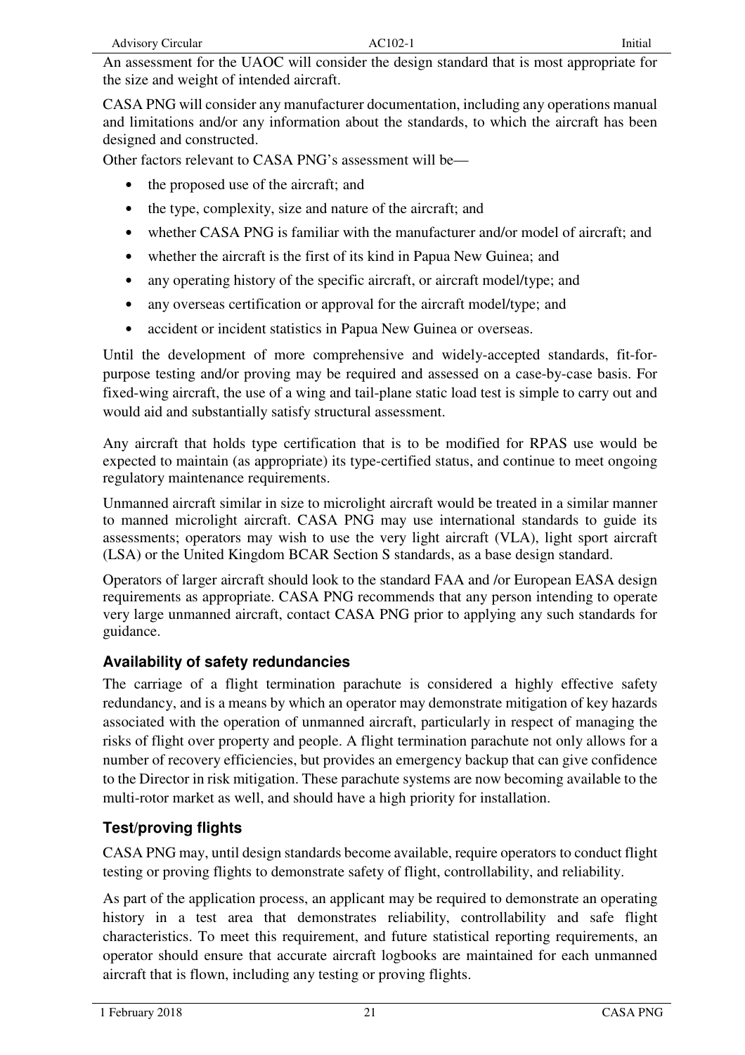An assessment for the UAOC will consider the design standard that is most appropriate for the size and weight of intended aircraft.

CASA PNG will consider any manufacturer documentation, including any operations manual and limitations and/or any information about the standards, to which the aircraft has been designed and constructed.

Other factors relevant to CASA PNG's assessment will be—

- the proposed use of the aircraft; and
- the type, complexity, size and nature of the aircraft; and
- whether CASA PNG is familiar with the manufacturer and/or model of aircraft; and
- whether the aircraft is the first of its kind in Papua New Guinea; and
- any operating history of the specific aircraft, or aircraft model/type; and
- any overseas certification or approval for the aircraft model/type; and
- accident or incident statistics in Papua New Guinea or overseas.

Until the development of more comprehensive and widely-accepted standards, fit-for-purpose testing and/or proving may be required and assessed on a case-by-case basis. For fixed-wing aircraft, the use of a wing and tail-plane static load test is simple to carry out and would aid and substantially satisfy structural assessment.

Any aircraft that holds type certification that is to be modified for RPAS use would be expected to maintain (as appropriate) its type-certified status, and continue to meet ongoing regulatory maintenance requirements.

Unmanned aircraft similar in size to microlight aircraft would be treated in a similar manner to manned microlight aircraft. CASA PNG may use international standards to guide its assessments; operators may wish to use the very light aircraft (VLA), light sport aircraft (LSA) or the United Kingdom BCAR Section S standards, as a base design standard.

Operators of larger aircraft should look to the standard FAA and /or European EASA design requirements as appropriate. CASA PNG recommends that any person intending to operate very large unmanned aircraft, contact CASA PNG prior to applying any such standards for guidance.

### Availability of safety redundancies

The carriage of a flight termination parachute is considered a highly effective safety redundancy, and is a means by which an operator may demonstrate mitigation of key hazards associated with the operation of unmanned aircraft, particularly in respect of managing the risks of flight over property and people. A flight termination parachute not only allows for a number of recovery efficiencies, but provides an emergency backup that can give confidence to the Director in risk mitigation. These parachute systems are now becoming available to the multi-rotor market as well, and should have a high priority for installation.

### Test/proving flights

CASA PNG may, until design standards become available, require operators to conduct flight testing or proving flights to demonstrate safety of flight, controllability, and reliability.

As part of the application process, an applicant may be required to demonstrate an operating history in a test area that demonstrates reliability, controllability and safe flight characteristics. To meet this requirement, and future statistical reporting requirements, an operator should ensure that accurate aircraft logbooks are maintained for each unmanned aircraft that is flown, including any testing or proving flights.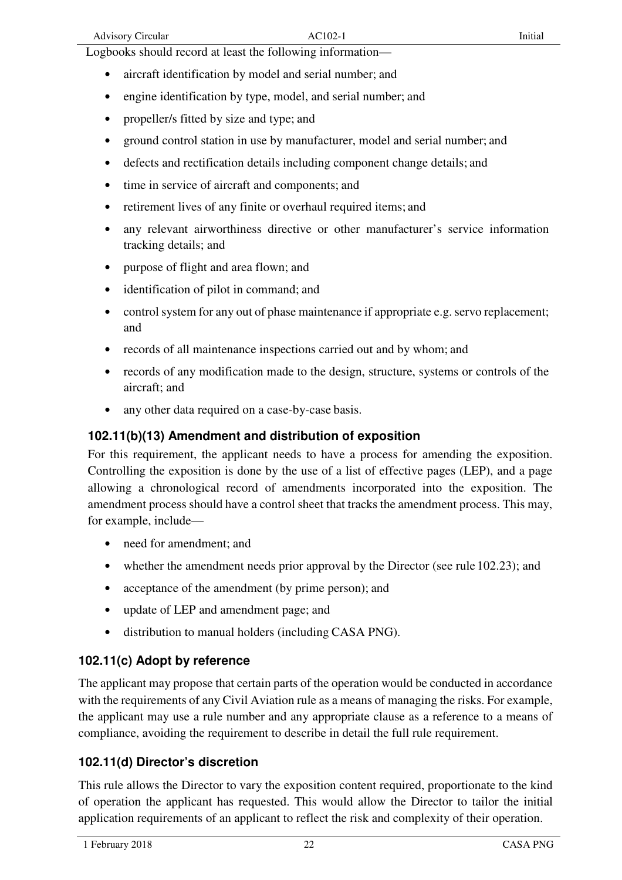Logbooks should record at least the following information—

- aircraft identification by model and serial number; and
- engine identification by type, model, and serial number; and
- propeller/s fitted by size and type; and
- ground control station in use by manufacturer, model and serial number; and
- defects and rectification details including component change details; and
- time in service of aircraft and components; and
- retirement lives of any finite or overhaul required items; and
- any relevant airworthiness directive or other manufacturer's service information tracking details; and
- purpose of flight and area flown; and
- identification of pilot in command; and
- control system for any out of phase maintenance if appropriate e.g. servo replacement; and
- records of all maintenance inspections carried out and by whom; and
- records of any modification made to the design, structure, systems or controls of the aircraft; and
- any other data required on a case-by-case basis.

### 102.11(b)(13) Amendment and distribution of exposition

For this requirement, the applicant needs to have a process for amending the exposition. Controlling the exposition is done by the use of a list of effective pages (LEP), and a page allowing a chronological record of amendments incorporated into the exposition. The amendment process should have a control sheet that tracks the amendment process. This may, for example, include—

- need for amendment; and
- whether the amendment needs prior approval by the Director (see rule 102.23); and
- acceptance of the amendment (by prime person); and
- update of LEP and amendment page; and
- distribution to manual holders (including CASA PNG).

### 102.11(c) Adopt by reference

The applicant may propose that certain parts of the operation would be conducted in accordance with the requirements of any Civil Aviation rule as a means of managing the risks. For example, the applicant may use a rule number and any appropriate clause as a reference to a means of compliance, avoiding the requirement to describe in detail the full rule requirement.

### 102.11(d) Director's discretion

This rule allows the Director to vary the exposition content required, proportionate to the kind of operation the applicant has requested. This would allow the Director to tailor the initial application requirements of an applicant to reflect the risk and complexity of their operation.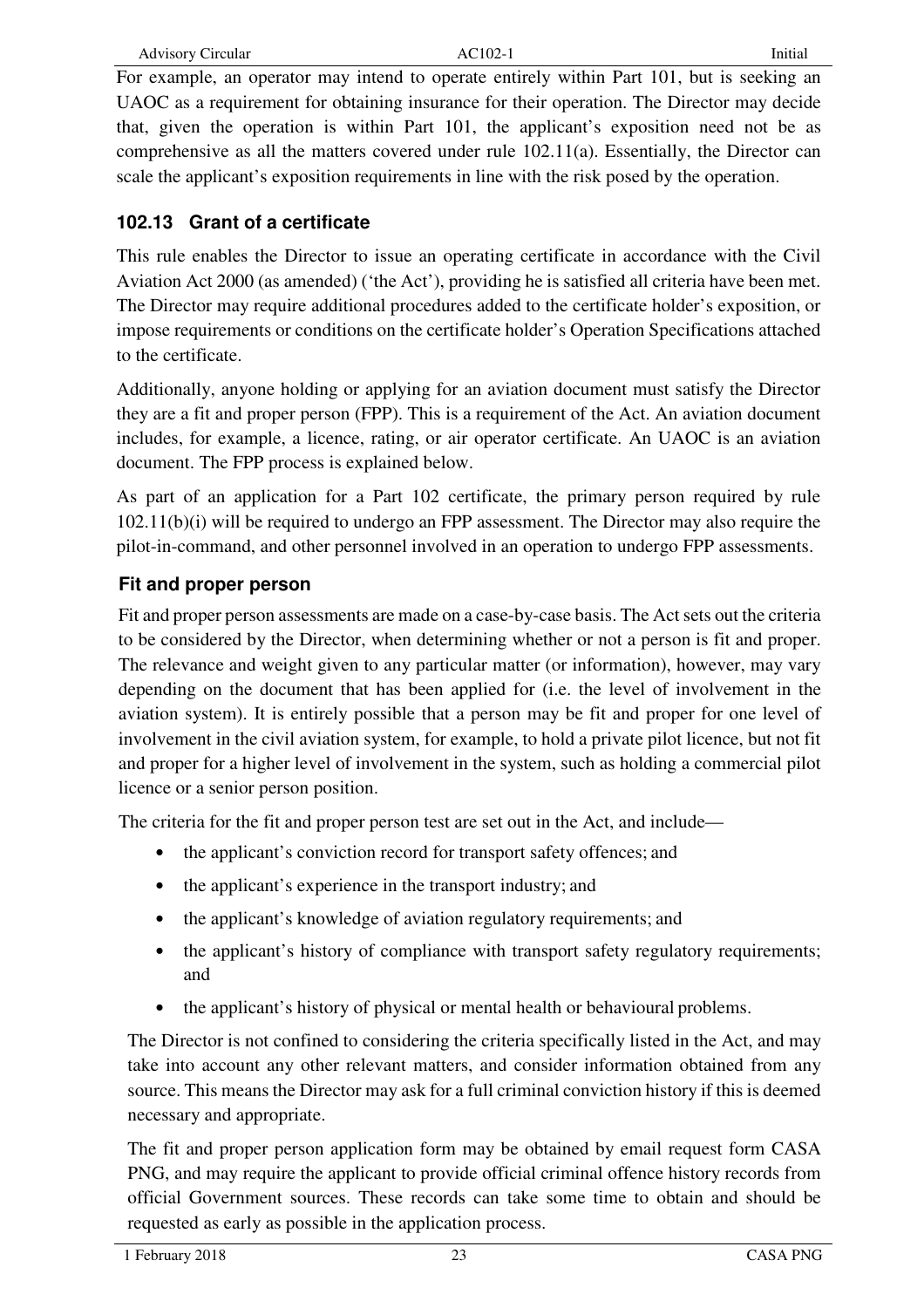For example, an operator may intend to operate entirely within Part 101, but is seeking an UAOC as a requirement for obtaining insurance for their operation. The Director may decide that, given the operation is within Part 101, the applicant's exposition need not be as comprehensive as all the matters covered under rule 102.11(a). Essentially, the Director can scale the applicant's exposition requirements in line with the risk posed by the operation.

### 102.13 Grant of a certificate

This rule enables the Director to issue an operating certificate in accordance with the Civil Aviation Act 2000 (as amended) ('the Act'), providing he is satisfied all criteria have been met. The Director may require additional procedures added to the certificate holder's exposition, or impose requirements or conditions on the certificate holder's Operation Specifications attached to the certificate.

Additionally, anyone holding or applying for an aviation document must satisfy the Director they are a fit and proper person (FPP). This is a requirement of the Act. An aviation document includes, for example, a licence, rating, or air operator certificate. An UAOC is an aviation document. The FPP process is explained below.

As part of an application for a Part 102 certificate, the primary person required by rule 102.11(b)(i) will be required to undergo an FPP assessment. The Director may also require the pilot-in-command, and other personnel involved in an operation to undergo FPP assessments.

#### Fit and proper person

Fit and proper person assessments are made on a case-by-case basis. The Act sets out the criteria to be considered by the Director, when determining whether or not a person is fit and proper. The relevance and weight given to any particular matter (or information), however, may vary depending on the document that has been applied for (i.e. the level of involvement in the aviation system). It is entirely possible that a person may be fit and proper for one level of involvement in the civil aviation system, for example, to hold a private pilot licence, but not fit and proper for a higher level of involvement in the system, such as holding a commercial pilot licence or a senior person position.

The criteria for the fit and proper person test are set out in the Act, and include—

- the applicant's conviction record for transport safety offences; and
- the applicant's experience in the transport industry; and
- the applicant's knowledge of aviation regulatory requirements; and
- the applicant's history of compliance with transport safety regulatory requirements; and
- the applicant's history of physical or mental health or behavioural problems.

The Director is not confined to considering the criteria specifically listed in the Act, and may take into account any other relevant matters, and consider information obtained from any source. This means the Director may ask for a full criminal conviction history if this is deemed necessary and appropriate.

The fit and proper person application form may be obtained by email request form CASA PNG, and may require the applicant to provide official criminal offence history records from official Government sources. These records can take some time to obtain and should be requested as early as possible in the application process.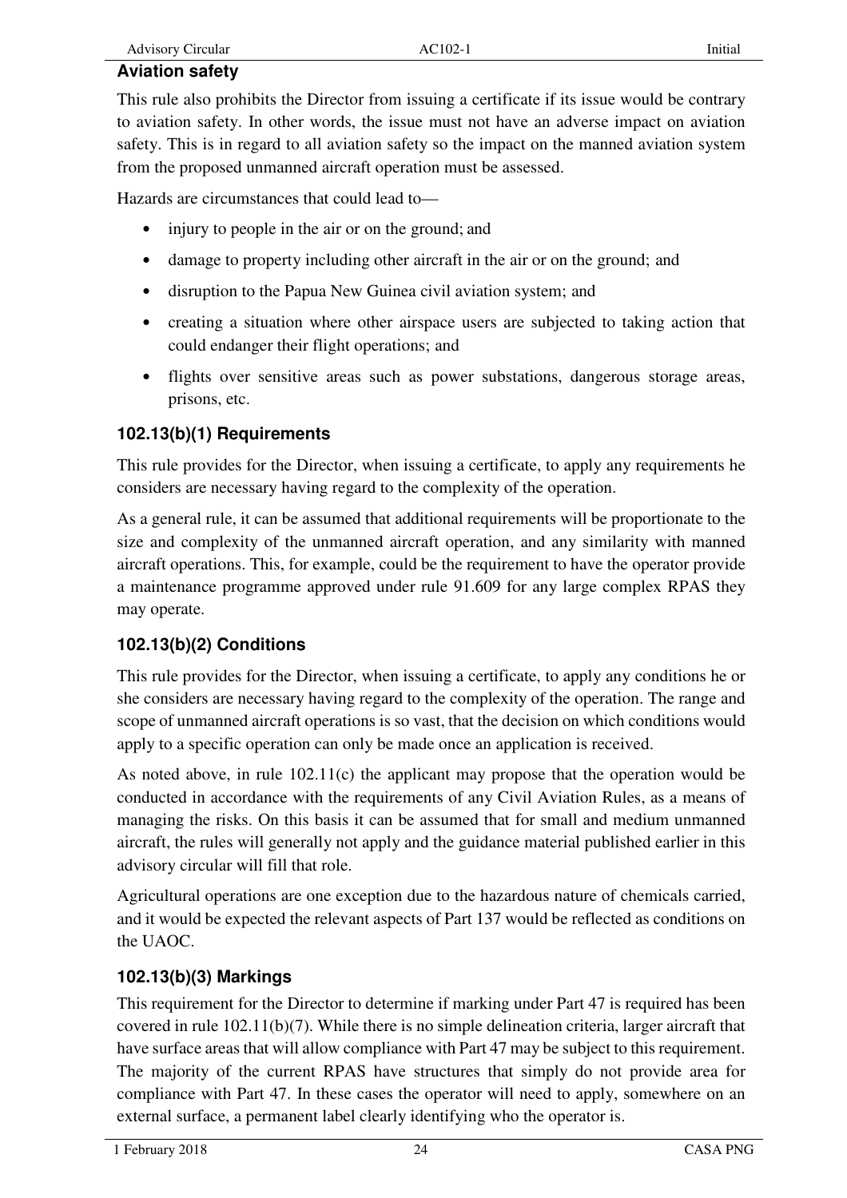### Aviation safety

This rule also prohibits the Director from issuing a certificate if its issue would be contrary to aviation safety. In other words, the issue must not have an adverse impact on aviation safety. This is in regard to all aviation safety so the impact on the manned aviation system from the proposed unmanned aircraft operation must be assessed.

Hazards are circumstances that could lead to—

- injury to people in the air or on the ground; and
- damage to property including other aircraft in the air or on the ground; and
- disruption to the Papua New Guinea civil aviation system; and
- creating a situation where other airspace users are subjected to taking action that could endanger their flight operations; and
- flights over sensitive areas such as power substations, dangerous storage areas, prisons, etc.

### 102.13(b)(1) Requirements

This rule provides for the Director, when issuing a certificate, to apply any requirements he considers are necessary having regard to the complexity of the operation.

As a general rule, it can be assumed that additional requirements will be proportionate to the size and complexity of the unmanned aircraft operation, and any similarity with manned aircraft operations. This, for example, could be the requirement to have the operator provide a maintenance programme approved under rule 91.609 for any large complex RPAS they may operate.

### 102.13(b)(2) Conditions

This rule provides for the Director, when issuing a certificate, to apply any conditions he or she considers are necessary having regard to the complexity of the operation. The range and scope of unmanned aircraft operations is so vast, that the decision on which conditions would apply to a specific operation can only be made once an application is received.

As noted above, in rule 102.11(c) the applicant may propose that the operation would be conducted in accordance with the requirements of any Civil Aviation Rules, as a means of managing the risks. On this basis it can be assumed that for small and medium unmanned aircraft, the rules will generally not apply and the guidance material published earlier in this advisory circular will fill that role.

Agricultural operations are one exception due to the hazardous nature of chemicals carried, and it would be expected the relevant aspects of Part 137 would be reflected as conditions on the UAOC.

### 102.13(b)(3) Markings

This requirement for the Director to determine if marking under Part 47 is required has been covered in rule 102.11(b)(7). While there is no simple delineation criteria, larger aircraft that have surface areas that will allow compliance with Part 47 may be subject to this requirement. The majority of the current RPAS have structures that simply do not provide area for compliance with Part 47. In these cases the operator will need to apply, somewhere on an external surface, a permanent label clearly identifying who the operator is.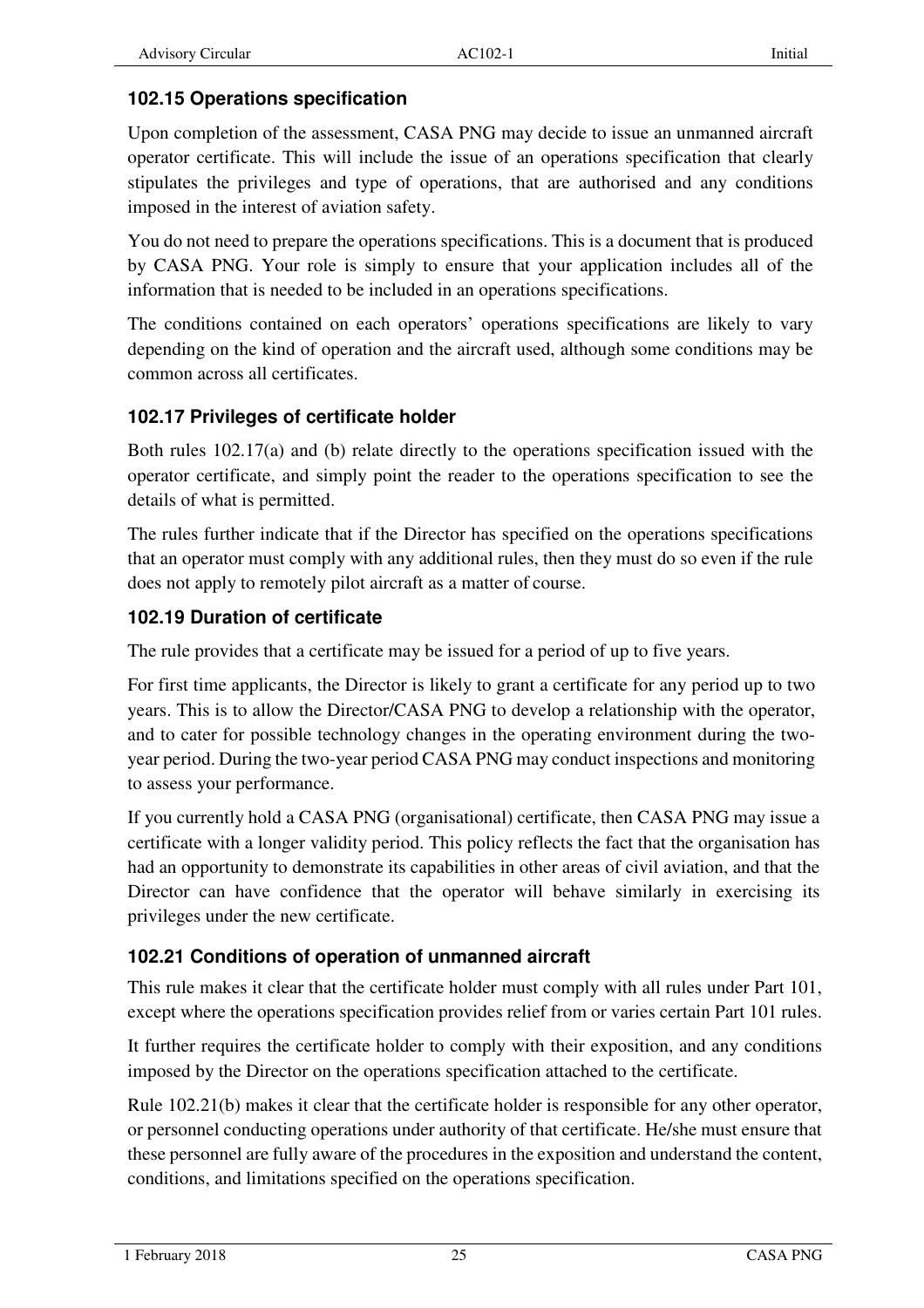### 102.15 Operations specification

Upon completion of the assessment, CASA PNG may decide to issue an unmanned aircraft operator certificate. This will include the issue of an operations specification that clearly stipulates the privileges and type of operations, that are authorised and any conditions imposed in the interest of aviation safety.

You do not need to prepare the operations specifications. This is a document that is produced by CASA PNG. Your role is simply to ensure that your application includes all of the information that is needed to be included in an operations specifications.

The conditions contained on each operators' operations specifications are likely to vary depending on the kind of operation and the aircraft used, although some conditions may be common across all certificates.

### 102.17 Privileges of certificate holder

Both rules 102.17(a) and (b) relate directly to the operations specification issued with the operator certificate, and simply point the reader to the operations specification to see the details of what is permitted.

The rules further indicate that if the Director has specified on the operations specifications that an operator must comply with any additional rules, then they must do so even if the rule does not apply to remotely pilot aircraft as a matter of course.

### 102.19 Duration of certificate

The rule provides that a certificate may be issued for a period of up to five years.

For first time applicants, the Director is likely to grant a certificate for any period up to two years. This is to allow the Director/CASA PNG to develop a relationship with the operator, and to cater for possible technology changes in the operating environment during the two-year period. During the two-year period CASA PNG may conduct inspections and monitoring to assess your performance.

If you currently hold a CASA PNG (organisational) certificate, then CASA PNG may issue a certificate with a longer validity period. This policy reflects the fact that the organisation has had an opportunity to demonstrate its capabilities in other areas of civil aviation, and that the Director can have confidence that the operator will behave similarly in exercising its privileges under the new certificate.

### 102.21 Conditions of operation of unmanned aircraft

This rule makes it clear that the certificate holder must comply with all rules under Part 101, except where the operations specification provides relief from or varies certain Part 101 rules.

It further requires the certificate holder to comply with their exposition, and any conditions imposed by the Director on the operations specification attached to the certificate.

Rule 102.21(b) makes it clear that the certificate holder is responsible for any other operator, or personnel conducting operations under authority of that certificate. He/she must ensure that these personnel are fully aware of the procedures in the exposition and understand the content, conditions, and limitations specified on the operations specification.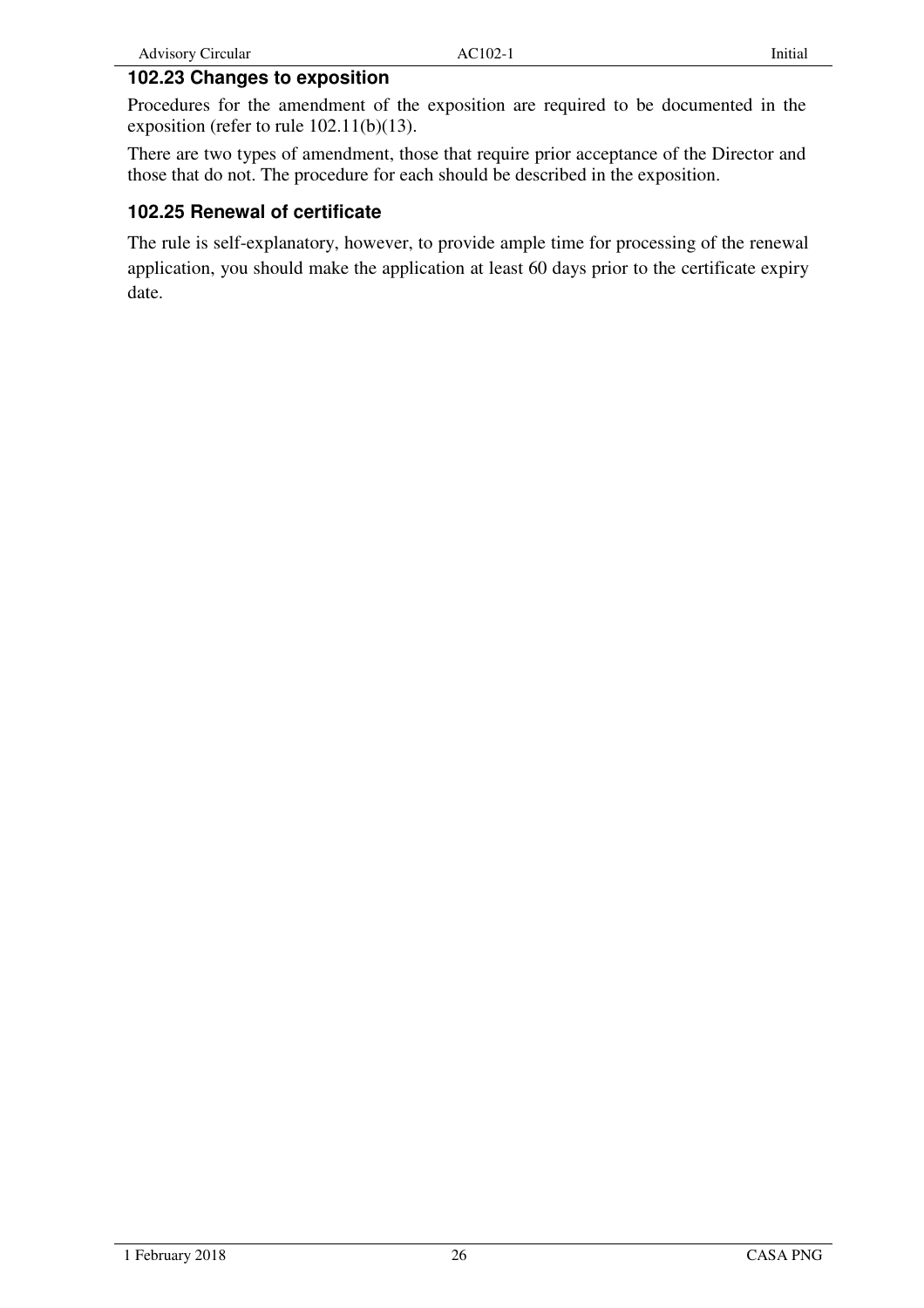### 102.23 Changes to exposition

Procedures for the amendment of the exposition are required to be documented in the exposition (refer to rule 102.11(b)(13).

There are two types of amendment, those that require prior acceptance of the Director and those that do not. The procedure for each should be described in the exposition.

### 102.25 Renewal of certificate

The rule is self-explanatory, however, to provide ample time for processing of the renewal application, you should make the application at least 60 days prior to the certificate expiry date.